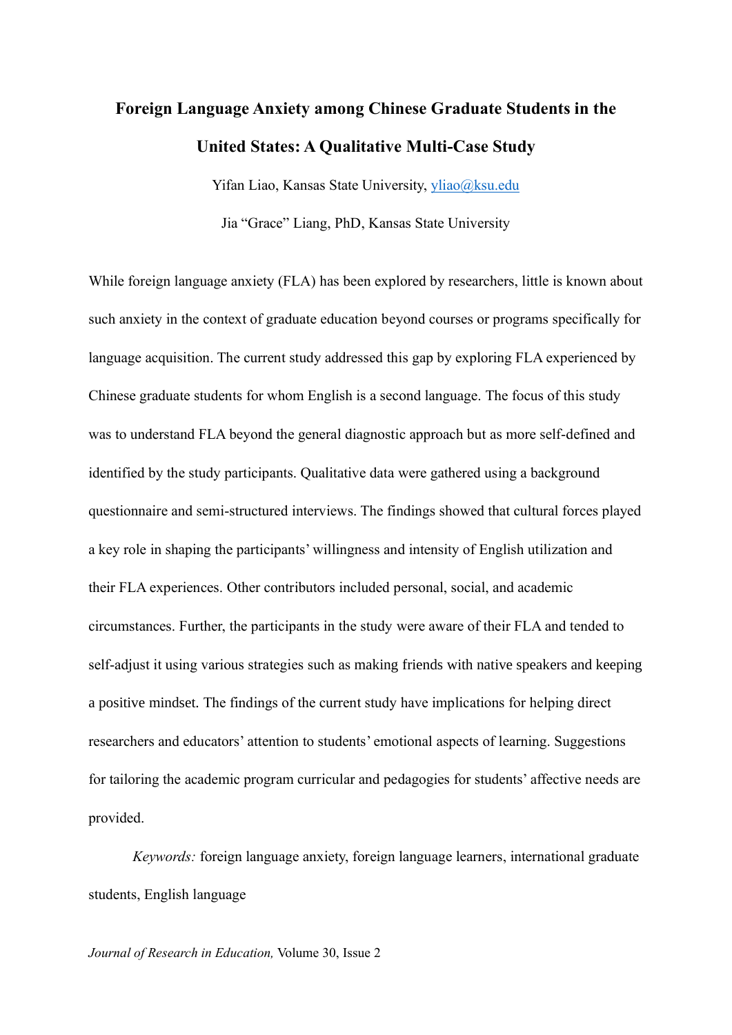# Foreign Language Anxiety among Chinese Graduate Students in the United States: A Qualitative Multi-Case Study

Yifan Liao, Kansas State University, yliao@ksu.edu

Jia "Grace" Liang, PhD, Kansas State University

While foreign language anxiety (FLA) has been explored by researchers, little is known about such anxiety in the context of graduate education beyond courses or programs specifically for language acquisition. The current study addressed this gap by exploring FLA experienced by Chinese graduate students for whom English is a second language. The focus of this study was to understand FLA beyond the general diagnostic approach but as more self-defined and identified by the study participants. Qualitative data were gathered using a background questionnaire and semi-structured interviews. The findings showed that cultural forces played a key role in shaping the participants' willingness and intensity of English utilization and their FLA experiences. Other contributors included personal, social, and academic circumstances. Further, the participants in the study were aware of their FLA and tended to self-adjust it using various strategies such as making friends with native speakers and keeping a positive mindset. The findings of the current study have implications for helping direct researchers and educators' attention to students' emotional aspects of learning. Suggestions for tailoring the academic program curricular and pedagogies for students' affective needs are provided.

*Keywords:* foreign language anxiety, foreign language learners, international graduate students, English language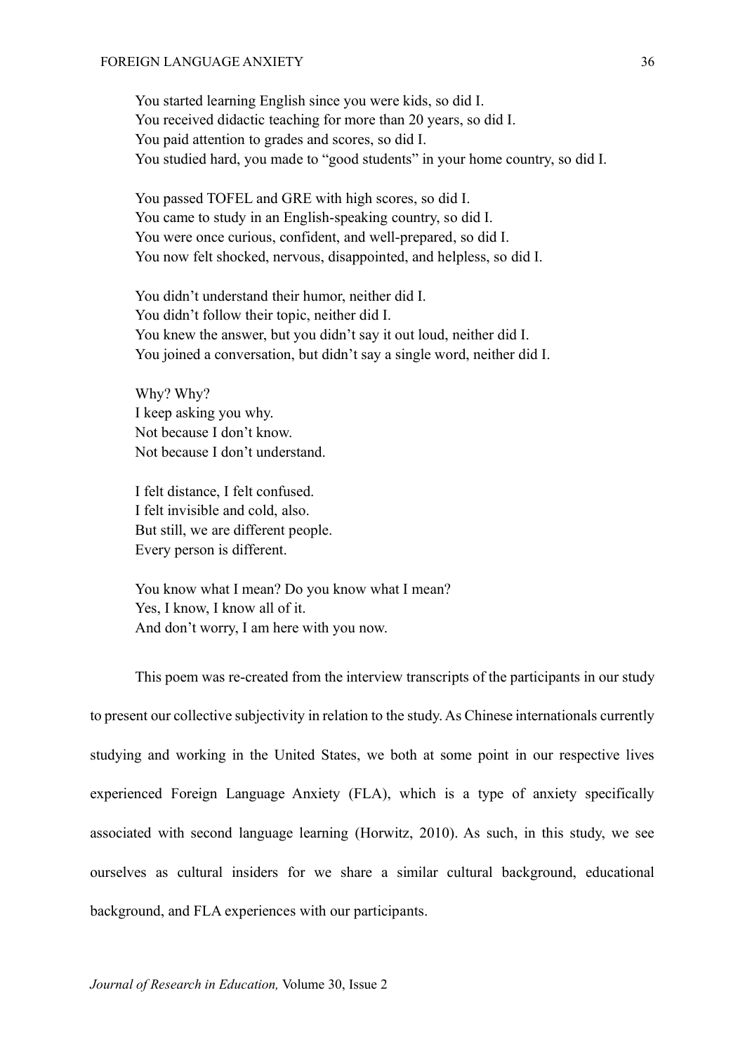You started learning English since you were kids, so did I.  
You received didactic teaching for more than 20 years, so did I.  
You paid attention to grades and scores, so did I.  
You studied hard, you made to "good students" in your home country, so did I.

You passed TOFEL and GRE with high scores, so did I.  
You came to study in an English-speaking country, so did I.  
You were once curious, confident, and well-prepared, so did I.  
You now felt shocked, nervous, disappointed, and helpless, so did I.

You didn't understand their humor, neither did I.  
You didn't follow their topic, neither did I.  
You knew the answer, but you didn't say it out loud, neither did I.  
You joined a conversation, but didn't say a single word, neither did I.

Why? Why?  
I keep asking you why.  
Not because I don't know.  
Not because I don't understand.

I felt distance, I felt confused.  
I felt invisible and cold, also.  
But still, we are different people.  
Every person is different.

You know what I mean? Do you know what I mean?  
Yes, I know, I know all of it.  
And don't worry, I am here with you now.

This poem was re-created from the interview transcripts of the participants in our study to present our collective subjectivity in relation to the study. As Chinese internationals currently studying and working in the United States, we both at some point in our respective lives experienced Foreign Language Anxiety (FLA), which is a type of anxiety specifically associated with second language learning (Horwitz, 2010). As such, in this study, we see ourselves as cultural insiders for we share a similar cultural background, educational background, and FLA experiences with our participants.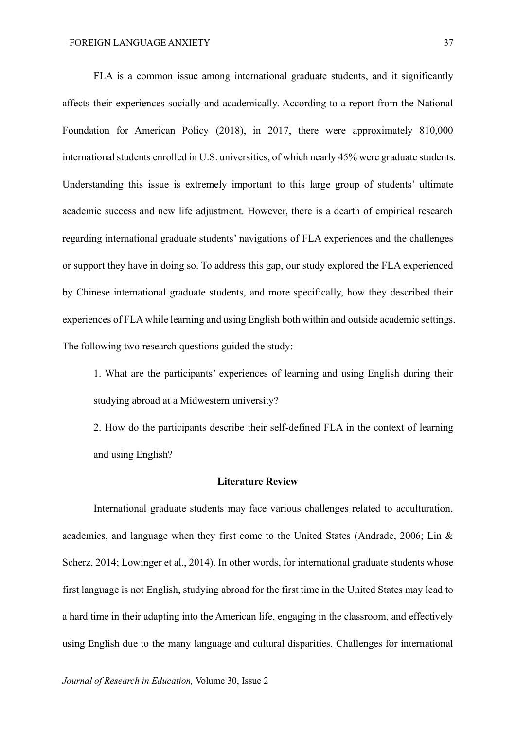FLA is a common issue among international graduate students, and it significantly affects their experiences socially and academically. According to a report from the National Foundation for American Policy (2018), in 2017, there were approximately 810,000 international students enrolled in U.S. universities, of which nearly 45% were graduate students. Understanding this issue is extremely important to this large group of students' ultimate academic success and new life adjustment. However, there is a dearth of empirical research regarding international graduate students' navigations of FLA experiences and the challenges or support they have in doing so. To address this gap, our study explored the FLA experienced by Chinese international graduate students, and more specifically, how they described their experiences of FLA while learning and using English both within and outside academic settings. The following two research questions guided the study:

1. What are the participants' experiences of learning and using English during their studying abroad at a Midwestern university?
2. How do the participants describe their self-defined FLA in the context of learning and using English?

## Literature Review

International graduate students may face various challenges related to acculturation, academics, and language when they first come to the United States (Andrade, 2006; Lin & Scherz, 2014; Lowinger et al., 2014). In other words, for international graduate students whose first language is not English, studying abroad for the first time in the United States may lead to a hard time in their adapting into the American life, engaging in the classroom, and effectively using English due to the many language and cultural disparities. Challenges for international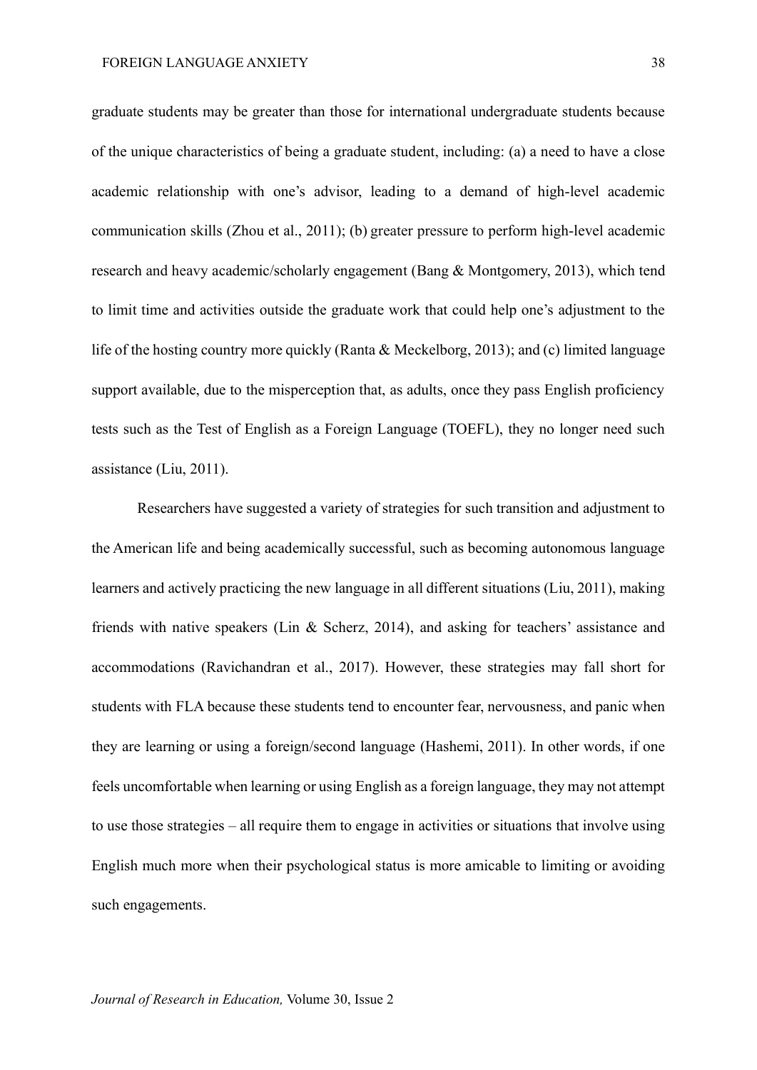graduate students may be greater than those for international undergraduate students because of the unique characteristics of being a graduate student, including: (a) a need to have a close academic relationship with one's advisor, leading to a demand of high-level academic communication skills (Zhou et al., 2011); (b) greater pressure to perform high-level academic research and heavy academic/scholarly engagement (Bang & Montgomery, 2013), which tend to limit time and activities outside the graduate work that could help one's adjustment to the life of the hosting country more quickly (Ranta & Meckelborg, 2013); and (c) limited language support available, due to the misperception that, as adults, once they pass English proficiency tests such as the Test of English as a Foreign Language (TOEFL), they no longer need such assistance (Liu, 2011).

Researchers have suggested a variety of strategies for such transition and adjustment to the American life and being academically successful, such as becoming autonomous language learners and actively practicing the new language in all different situations (Liu, 2011), making friends with native speakers (Lin & Scherz, 2014), and asking for teachers' assistance and accommodations (Ravichandran et al., 2017). However, these strategies may fall short for students with FLA because these students tend to encounter fear, nervousness, and panic when they are learning or using a foreign/second language (Hashemi, 2011). In other words, if one feels uncomfortable when learning or using English as a foreign language, they may not attempt to use those strategies – all require them to engage in activities or situations that involve using English much more when their psychological status is more amicable to limiting or avoiding such engagements.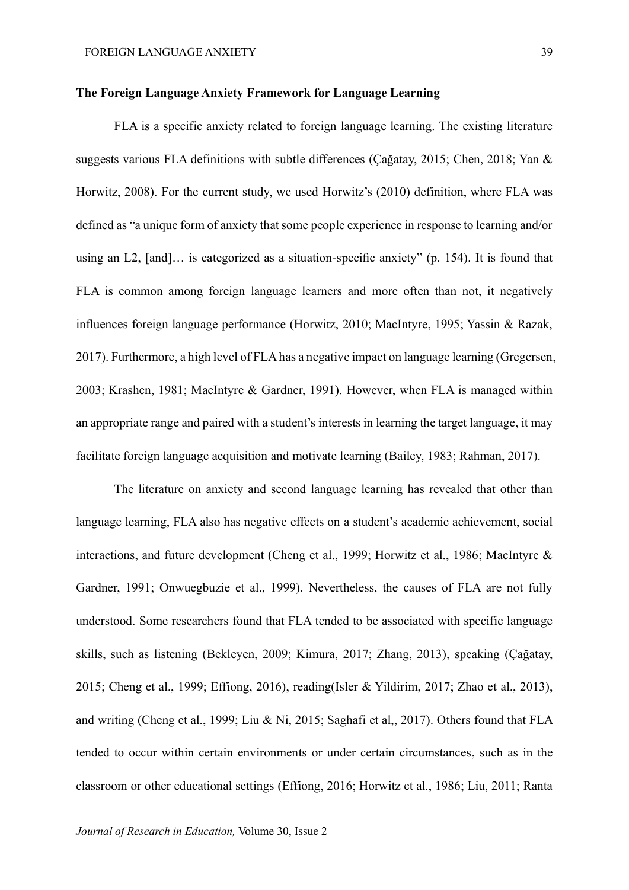**The Foreign Language Anxiety Framework for Language Learning**

FLA is a specific anxiety related to foreign language learning. The existing literature suggests various FLA definitions with subtle differences (Çağatay, 2015; Chen, 2018; Yan & Horwitz, 2008). For the current study, we used Horwitz's (2010) definition, where FLA was defined as "a unique form of anxiety that some people experience in response to learning and/or using an L2, [and]… is categorized as a situation-specific anxiety" (p. 154). It is found that FLA is common among foreign language learners and more often than not, it negatively influences foreign language performance (Horwitz, 2010; MacIntyre, 1995; Yassin & Razak, 2017). Furthermore, a high level of FLA has a negative impact on language learning (Gregersen, 2003; Krashen, 1981; MacIntyre & Gardner, 1991). However, when FLA is managed within an appropriate range and paired with a student's interests in learning the target language, it may facilitate foreign language acquisition and motivate learning (Bailey, 1983; Rahman, 2017).

The literature on anxiety and second language learning has revealed that other than language learning, FLA also has negative effects on a student's academic achievement, social interactions, and future development (Cheng et al., 1999; Horwitz et al., 1986; MacIntyre & Gardner, 1991; Onwuegbuzie et al., 1999). Nevertheless, the causes of FLA are not fully understood. Some researchers found that FLA tended to be associated with specific language skills, such as listening (Bekleyen, 2009; Kimura, 2017; Zhang, 2013), speaking (Çağatay, 2015; Cheng et al., 1999; Effiong, 2016), reading(Isler & Yildirim, 2017; Zhao et al., 2013), and writing (Cheng et al., 1999; Liu & Ni, 2015; Saghafi et al,, 2017). Others found that FLA tended to occur within certain environments or under certain circumstances, such as in the classroom or other educational settings (Effiong, 2016; Horwitz et al., 1986; Liu, 2011; Ranta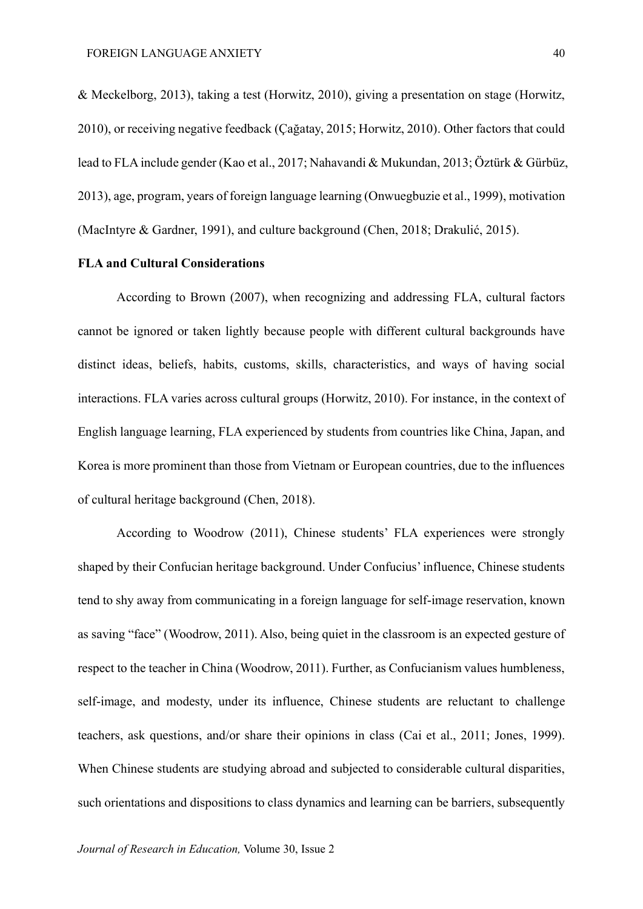& Meckelborg, 2013), taking a test (Horwitz, 2010), giving a presentation on stage (Horwitz, 2010), or receiving negative feedback (Çağatay, 2015; Horwitz, 2010). Other factors that could lead to FLA include gender (Kao et al., 2017; Nahavandi & Mukundan, 2013; Öztürk & Gürbüz, 2013), age, program, years of foreign language learning (Onwuegbuzie et al., 1999), motivation (MacIntyre & Gardner, 1991), and culture background (Chen, 2018; Drakulić, 2015).

**FLA and Cultural Considerations**

According to Brown (2007), when recognizing and addressing FLA, cultural factors cannot be ignored or taken lightly because people with different cultural backgrounds have distinct ideas, beliefs, habits, customs, skills, characteristics, and ways of having social interactions. FLA varies across cultural groups (Horwitz, 2010). For instance, in the context of English language learning, FLA experienced by students from countries like China, Japan, and Korea is more prominent than those from Vietnam or European countries, due to the influences of cultural heritage background (Chen, 2018).

According to Woodrow (2011), Chinese students' FLA experiences were strongly shaped by their Confucian heritage background. Under Confucius' influence, Chinese students tend to shy away from communicating in a foreign language for self-image reservation, known as saving "face" (Woodrow, 2011). Also, being quiet in the classroom is an expected gesture of respect to the teacher in China (Woodrow, 2011). Further, as Confucianism values humbleness, self-image, and modesty, under its influence, Chinese students are reluctant to challenge teachers, ask questions, and/or share their opinions in class (Cai et al., 2011; Jones, 1999). When Chinese students are studying abroad and subjected to considerable cultural disparities, such orientations and dispositions to class dynamics and learning can be barriers, subsequently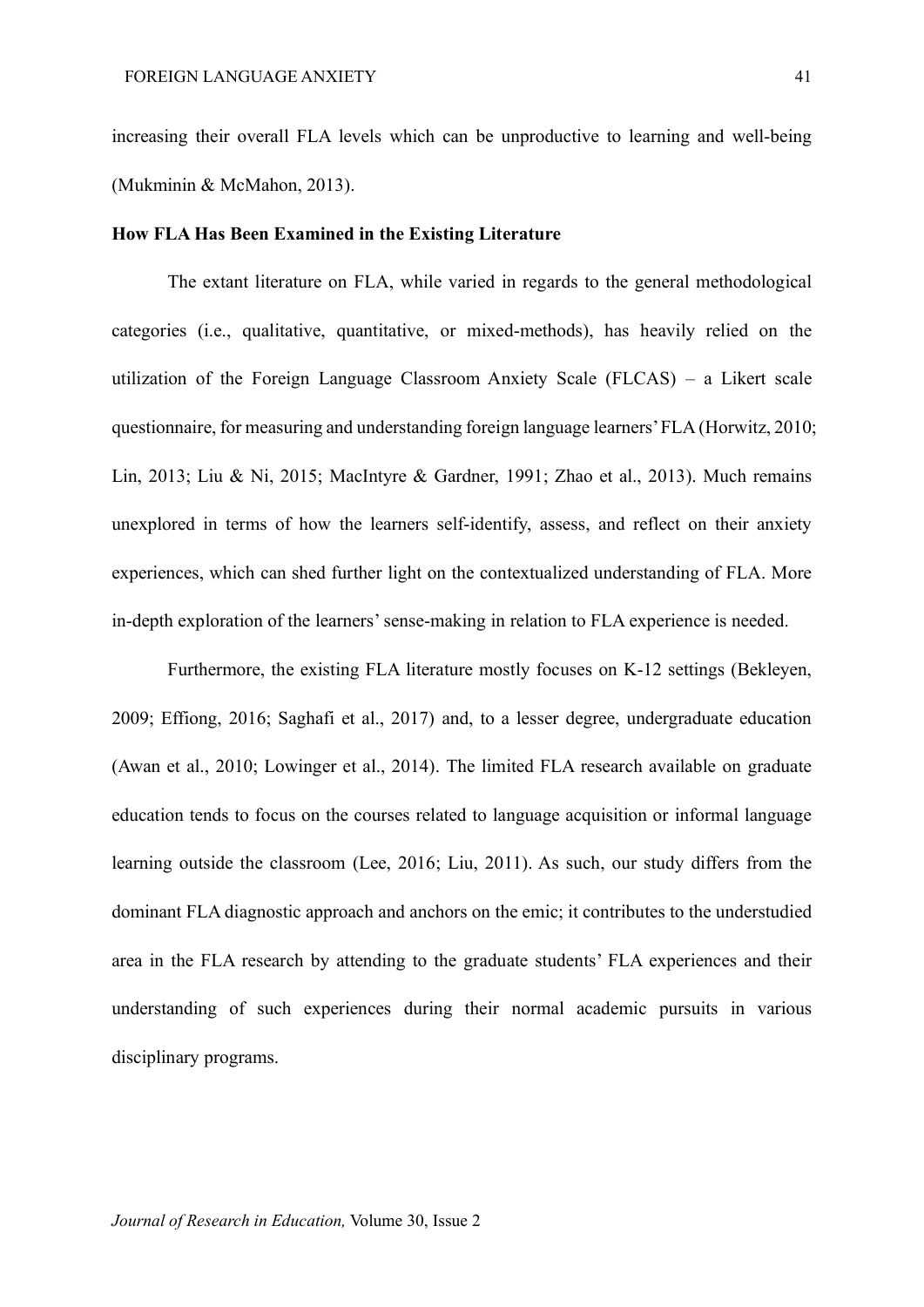increasing their overall FLA levels which can be unproductive to learning and well-being (Mukminin & McMahon, 2013).

### How FLA Has Been Examined in the Existing Literature

The extant literature on FLA, while varied in regards to the general methodological categories (i.e., qualitative, quantitative, or mixed-methods), has heavily relied on the utilization of the Foreign Language Classroom Anxiety Scale (FLCAS) – a Likert scale questionnaire, for measuring and understanding foreign language learners' FLA (Horwitz, 2010; Lin, 2013; Liu & Ni, 2015; MacIntyre & Gardner, 1991; Zhao et al., 2013). Much remains unexplored in terms of how the learners self-identify, assess, and reflect on their anxiety experiences, which can shed further light on the contextualized understanding of FLA. More in-depth exploration of the learners' sense-making in relation to FLA experience is needed.

Furthermore, the existing FLA literature mostly focuses on K-12 settings (Bekleyen, 2009; Effiong, 2016; Saghafi et al., 2017) and, to a lesser degree, undergraduate education (Awan et al., 2010; Lowinger et al., 2014). The limited FLA research available on graduate education tends to focus on the courses related to language acquisition or informal language learning outside the classroom (Lee, 2016; Liu, 2011). As such, our study differs from the dominant FLA diagnostic approach and anchors on the emic; it contributes to the understudied area in the FLA research by attending to the graduate students' FLA experiences and their understanding of such experiences during their normal academic pursuits in various disciplinary programs.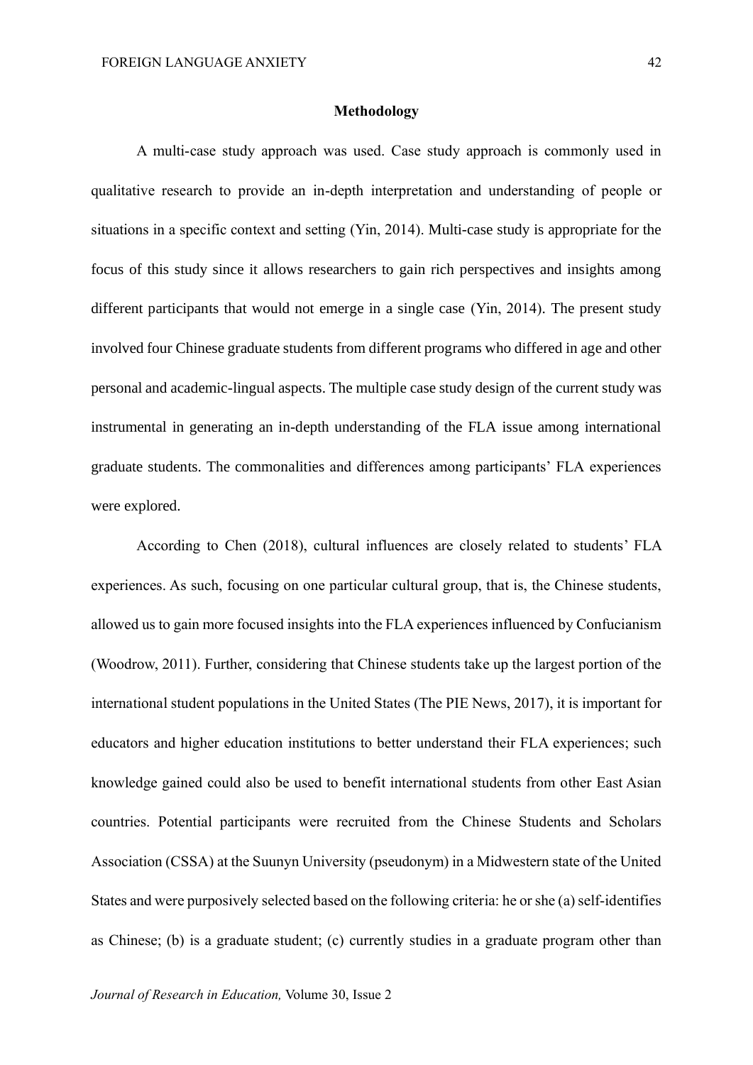## Methodology

A multi-case study approach was used. Case study approach is commonly used in qualitative research to provide an in-depth interpretation and understanding of people or situations in a specific context and setting (Yin, 2014). Multi-case study is appropriate for the focus of this study since it allows researchers to gain rich perspectives and insights among different participants that would not emerge in a single case (Yin, 2014). The present study involved four Chinese graduate students from different programs who differed in age and other personal and academic-lingual aspects. The multiple case study design of the current study was instrumental in generating an in-depth understanding of the FLA issue among international graduate students. The commonalities and differences among participants' FLA experiences were explored.

According to Chen (2018), cultural influences are closely related to students' FLA experiences. As such, focusing on one particular cultural group, that is, the Chinese students, allowed us to gain more focused insights into the FLA experiences influenced by Confucianism (Woodrow, 2011). Further, considering that Chinese students take up the largest portion of the international student populations in the United States (The PIE News, 2017), it is important for educators and higher education institutions to better understand their FLA experiences; such knowledge gained could also be used to benefit international students from other East Asian countries. Potential participants were recruited from the Chinese Students and Scholars Association (CSSA) at the Suunyn University (pseudonym) in a Midwestern state of the United States and were purposively selected based on the following criteria: he or she (a) self-identifies as Chinese; (b) is a graduate student; (c) currently studies in a graduate program other than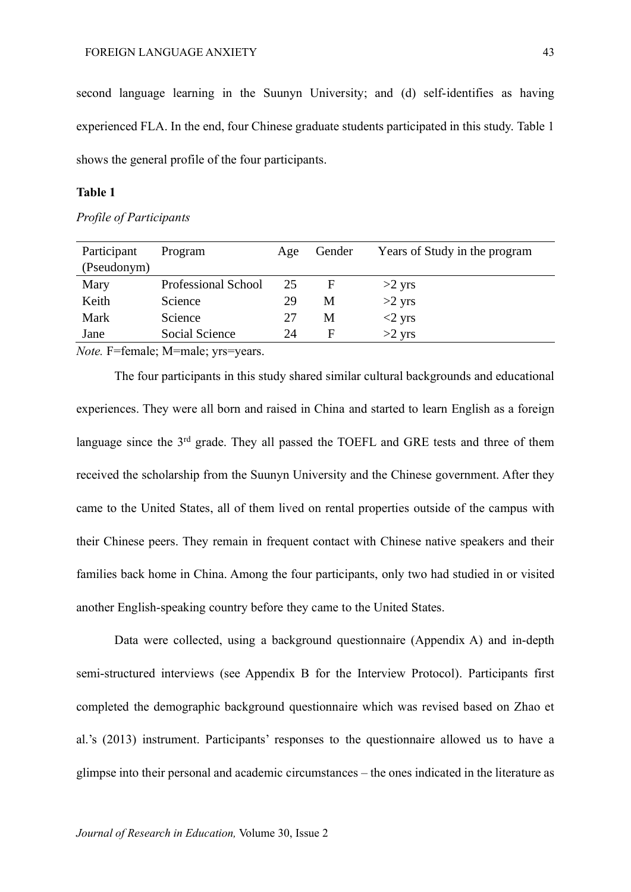second language learning in the Suunyn University; and (d) self-identifies as having experienced FLA. In the end, four Chinese graduate students participated in this study. Table 1 shows the general profile of the four participants.

**Table 1**

*Profile of Participants*

| Participant (Pseudonym) | Program | Age | Gender | Years of Study in the program |
|---|---|---|---|---|
| Mary | Professional School | 25 | F | >2 yrs |
| Keith | Science | 29 | M | >2 yrs |
| Mark | Science | 27 | M | <2 yrs |
| Jane | Social Science | 24 | F | >2 yrs |

*Note.* F=female; M=male; yrs=years.

The four participants in this study shared similar cultural backgrounds and educational experiences. They were all born and raised in China and started to learn English as a foreign language since the 3rd grade. They all passed the TOEFL and GRE tests and three of them received the scholarship from the Suunyn University and the Chinese government. After they came to the United States, all of them lived on rental properties outside of the campus with their Chinese peers. They remain in frequent contact with Chinese native speakers and their families back home in China. Among the four participants, only two had studied in or visited another English-speaking country before they came to the United States.

Data were collected, using a background questionnaire (Appendix A) and in-depth semi-structured interviews (see Appendix B for the Interview Protocol). Participants first completed the demographic background questionnaire which was revised based on Zhao et al.'s (2013) instrument. Participants' responses to the questionnaire allowed us to have a glimpse into their personal and academic circumstances – the ones indicated in the literature as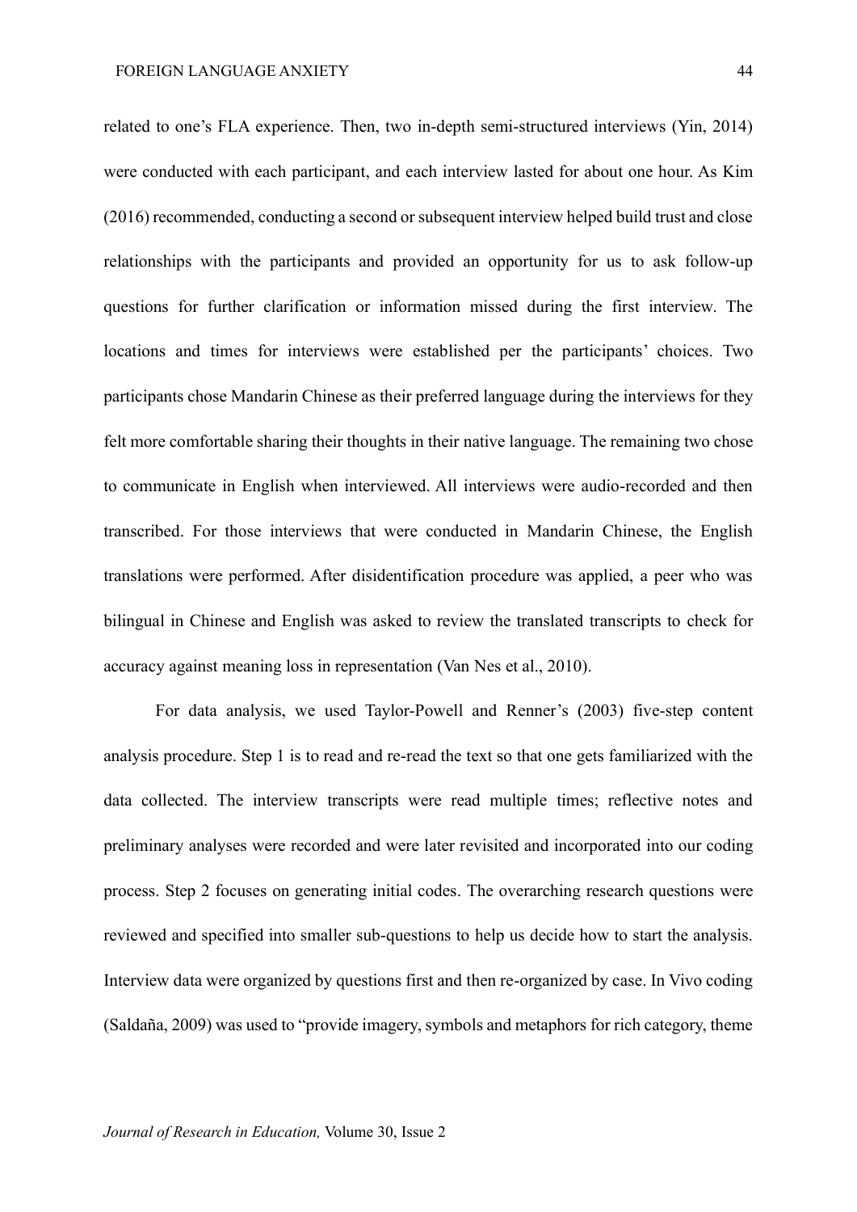related to one's FLA experience. Then, two in-depth semi-structured interviews (Yin, 2014) were conducted with each participant, and each interview lasted for about one hour. As Kim (2016) recommended, conducting a second or subsequent interview helped build trust and close relationships with the participants and provided an opportunity for us to ask follow-up questions for further clarification or information missed during the first interview. The locations and times for interviews were established per the participants' choices. Two participants chose Mandarin Chinese as their preferred language during the interviews for they felt more comfortable sharing their thoughts in their native language. The remaining two chose to communicate in English when interviewed. All interviews were audio-recorded and then transcribed. For those interviews that were conducted in Mandarin Chinese, the English translations were performed. After disidentification procedure was applied, a peer who was bilingual in Chinese and English was asked to review the translated transcripts to check for accuracy against meaning loss in representation (Van Nes et al., 2010).

For data analysis, we used Taylor-Powell and Renner's (2003) five-step content analysis procedure. Step 1 is to read and re-read the text so that one gets familiarized with the data collected. The interview transcripts were read multiple times; reflective notes and preliminary analyses were recorded and were later revisited and incorporated into our coding process. Step 2 focuses on generating initial codes. The overarching research questions were reviewed and specified into smaller sub-questions to help us decide how to start the analysis. Interview data were organized by questions first and then re-organized by case. In Vivo coding (Saldaña, 2009) was used to "provide imagery, symbols and metaphors for rich category, theme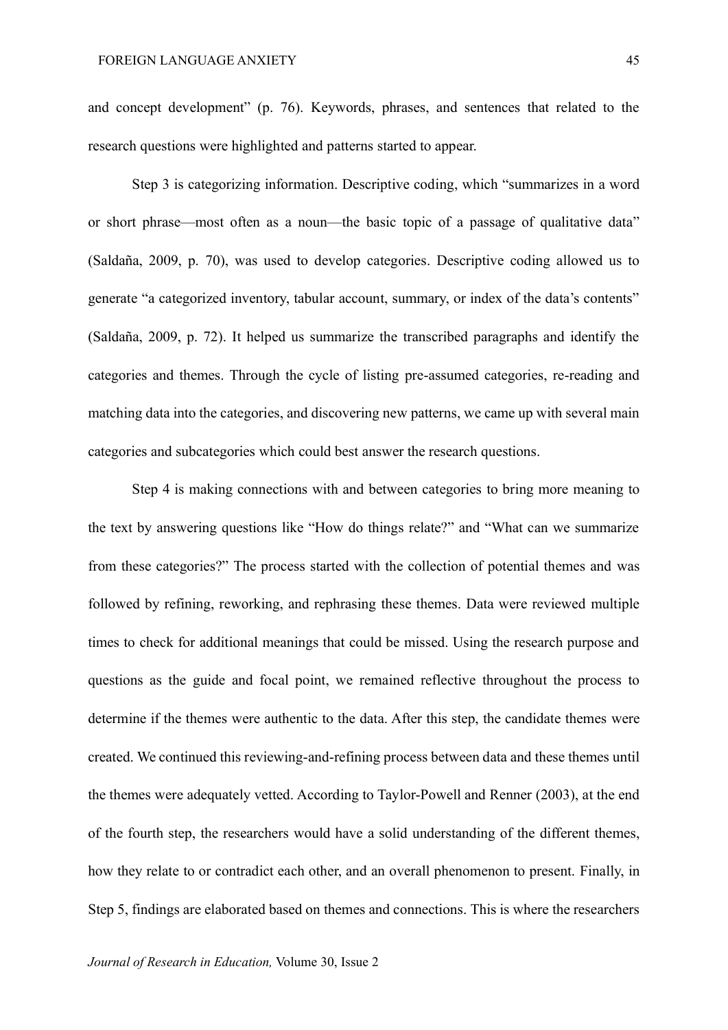and concept development" (p. 76). Keywords, phrases, and sentences that related to the research questions were highlighted and patterns started to appear.

Step 3 is categorizing information. Descriptive coding, which "summarizes in a word or short phrase—most often as a noun—the basic topic of a passage of qualitative data" (Saldaña, 2009, p. 70), was used to develop categories. Descriptive coding allowed us to generate "a categorized inventory, tabular account, summary, or index of the data's contents" (Saldaña, 2009, p. 72). It helped us summarize the transcribed paragraphs and identify the categories and themes. Through the cycle of listing pre-assumed categories, re-reading and matching data into the categories, and discovering new patterns, we came up with several main categories and subcategories which could best answer the research questions.

Step 4 is making connections with and between categories to bring more meaning to the text by answering questions like "How do things relate?" and "What can we summarize from these categories?" The process started with the collection of potential themes and was followed by refining, reworking, and rephrasing these themes. Data were reviewed multiple times to check for additional meanings that could be missed. Using the research purpose and questions as the guide and focal point, we remained reflective throughout the process to determine if the themes were authentic to the data. After this step, the candidate themes were created. We continued this reviewing-and-refining process between data and these themes until the themes were adequately vetted. According to Taylor-Powell and Renner (2003), at the end of the fourth step, the researchers would have a solid understanding of the different themes, how they relate to or contradict each other, and an overall phenomenon to present. Finally, in Step 5, findings are elaborated based on themes and connections. This is where the researchers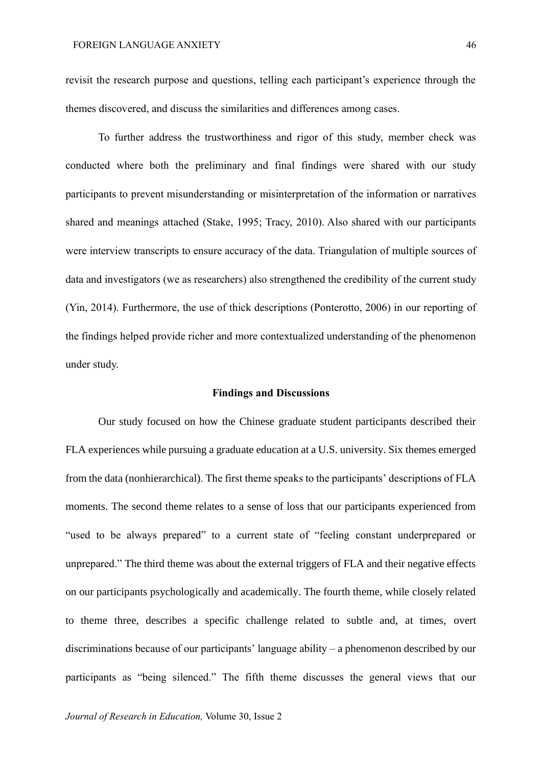revisit the research purpose and questions, telling each participant's experience through the themes discovered, and discuss the similarities and differences among cases.

To further address the trustworthiness and rigor of this study, member check was conducted where both the preliminary and final findings were shared with our study participants to prevent misunderstanding or misinterpretation of the information or narratives shared and meanings attached (Stake, 1995; Tracy, 2010). Also shared with our participants were interview transcripts to ensure accuracy of the data. Triangulation of multiple sources of data and investigators (we as researchers) also strengthened the credibility of the current study (Yin, 2014). Furthermore, the use of thick descriptions (Ponterotto, 2006) in our reporting of the findings helped provide richer and more contextualized understanding of the phenomenon under study.

## Findings and Discussions

Our study focused on how the Chinese graduate student participants described their FLA experiences while pursuing a graduate education at a U.S. university. Six themes emerged from the data (nonhierarchical). The first theme speaks to the participants' descriptions of FLA moments. The second theme relates to a sense of loss that our participants experienced from "used to be always prepared" to a current state of "feeling constant underprepared or unprepared." The third theme was about the external triggers of FLA and their negative effects on our participants psychologically and academically. The fourth theme, while closely related to theme three, describes a specific challenge related to subtle and, at times, overt discriminations because of our participants' language ability – a phenomenon described by our participants as "being silenced." The fifth theme discusses the general views that our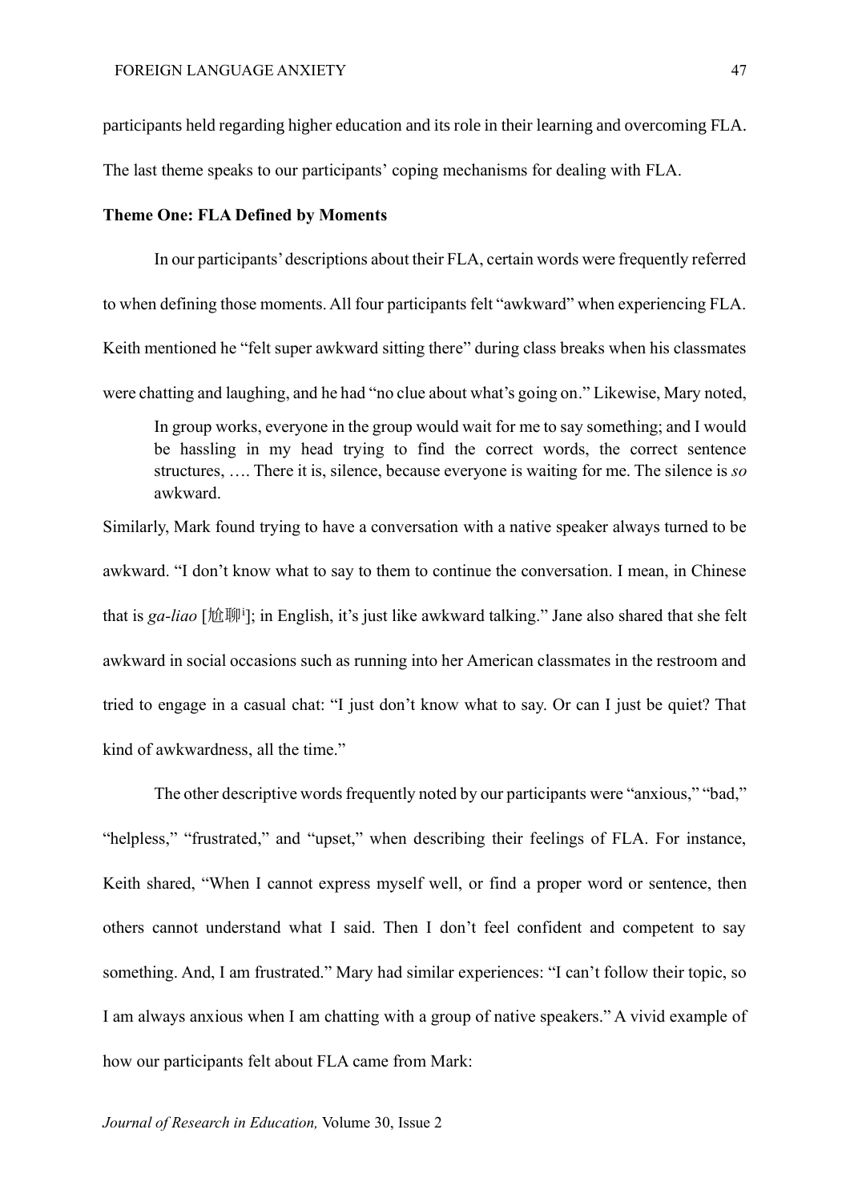participants held regarding higher education and its role in their learning and overcoming FLA. The last theme speaks to our participants' coping mechanisms for dealing with FLA.

**Theme One: FLA Defined by Moments**

In our participants' descriptions about their FLA, certain words were frequently referred to when defining those moments. All four participants felt "awkward" when experiencing FLA. Keith mentioned he "felt super awkward sitting there" during class breaks when his classmates were chatting and laughing, and he had "no clue about what's going on." Likewise, Mary noted,

> In group works, everyone in the group would wait for me to say something; and I would be hassling in my head trying to find the correct words, the correct sentence structures, …. There it is, silence, because everyone is waiting for me. The silence is *so* awkward.

Similarly, Mark found trying to have a conversation with a native speaker always turned to be awkward. "I don't know what to say to them to continue the conversation. I mean, in Chinese that is *ga-liao* [尬聊[i]]; in English, it's just like awkward talking." Jane also shared that she felt awkward in social occasions such as running into her American classmates in the restroom and tried to engage in a casual chat: "I just don't know what to say. Or can I just be quiet? That kind of awkwardness, all the time."

The other descriptive words frequently noted by our participants were "anxious," "bad," "helpless," "frustrated," and "upset," when describing their feelings of FLA. For instance, Keith shared, "When I cannot express myself well, or find a proper word or sentence, then others cannot understand what I said. Then I don't feel confident and competent to say something. And, I am frustrated." Mary had similar experiences: "I can't follow their topic, so I am always anxious when I am chatting with a group of native speakers." A vivid example of how our participants felt about FLA came from Mark: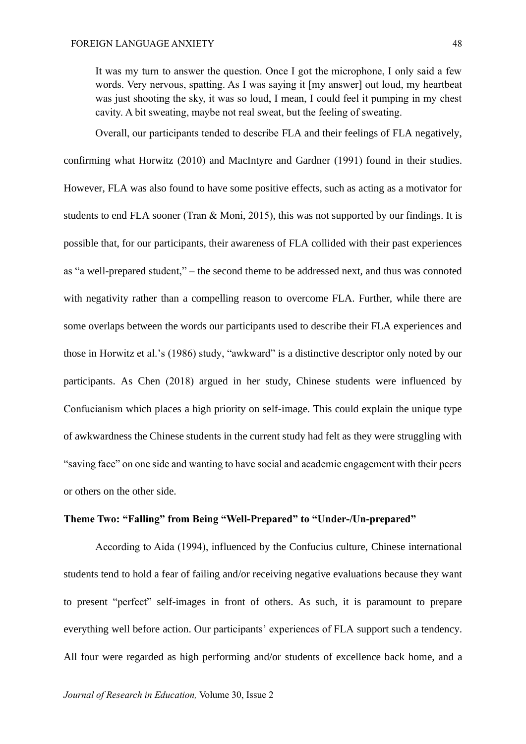> It was my turn to answer the question. Once I got the microphone, I only said a few words. Very nervous, spatting. As I was saying it [my answer] out loud, my heartbeat was just shooting the sky, it was so loud, I mean, I could feel it pumping in my chest cavity. A bit sweating, maybe not real sweat, but the feeling of sweating.

Overall, our participants tended to describe FLA and their feelings of FLA negatively, confirming what Horwitz (2010) and MacIntyre and Gardner (1991) found in their studies. However, FLA was also found to have some positive effects, such as acting as a motivator for students to end FLA sooner (Tran & Moni, 2015), this was not supported by our findings. It is possible that, for our participants, their awareness of FLA collided with their past experiences as "a well-prepared student," – the second theme to be addressed next, and thus was connoted with negativity rather than a compelling reason to overcome FLA. Further, while there are some overlaps between the words our participants used to describe their FLA experiences and those in Horwitz et al.'s (1986) study, "awkward" is a distinctive descriptor only noted by our participants. As Chen (2018) argued in her study, Chinese students were influenced by Confucianism which places a high priority on self-image. This could explain the unique type of awkwardness the Chinese students in the current study had felt as they were struggling with "saving face" on one side and wanting to have social and academic engagement with their peers or others on the other side.

**Theme Two: "Falling" from Being "Well-Prepared" to "Under-/Un-prepared"**

According to Aida (1994), influenced by the Confucius culture, Chinese international students tend to hold a fear of failing and/or receiving negative evaluations because they want to present "perfect" self-images in front of others. As such, it is paramount to prepare everything well before action. Our participants' experiences of FLA support such a tendency. All four were regarded as high performing and/or students of excellence back home, and a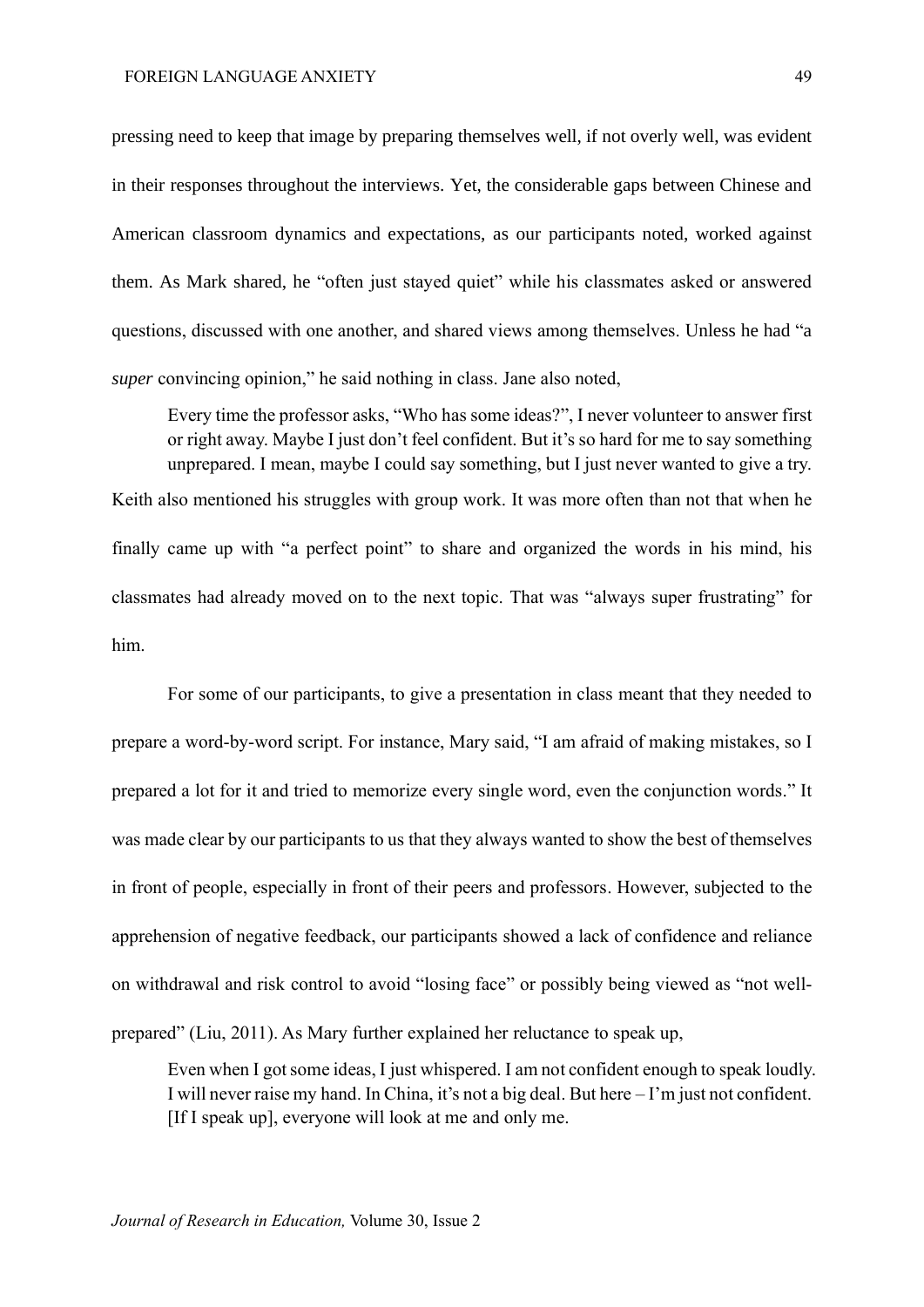pressing need to keep that image by preparing themselves well, if not overly well, was evident in their responses throughout the interviews. Yet, the considerable gaps between Chinese and American classroom dynamics and expectations, as our participants noted, worked against them. As Mark shared, he "often just stayed quiet" while his classmates asked or answered questions, discussed with one another, and shared views among themselves. Unless he had "a *super* convincing opinion," he said nothing in class. Jane also noted,

> Every time the professor asks, "Who has some ideas?", I never volunteer to answer first or right away. Maybe I just don't feel confident. But it's so hard for me to say something unprepared. I mean, maybe I could say something, but I just never wanted to give a try.

Keith also mentioned his struggles with group work. It was more often than not that when he finally came up with "a perfect point" to share and organized the words in his mind, his classmates had already moved on to the next topic. That was "always super frustrating" for him.

For some of our participants, to give a presentation in class meant that they needed to prepare a word-by-word script. For instance, Mary said, "I am afraid of making mistakes, so I prepared a lot for it and tried to memorize every single word, even the conjunction words." It was made clear by our participants to us that they always wanted to show the best of themselves in front of people, especially in front of their peers and professors. However, subjected to the apprehension of negative feedback, our participants showed a lack of confidence and reliance on withdrawal and risk control to avoid "losing face" or possibly being viewed as "not well-prepared" (Liu, 2011). As Mary further explained her reluctance to speak up,

> Even when I got some ideas, I just whispered. I am not confident enough to speak loudly. I will never raise my hand. In China, it's not a big deal. But here – I'm just not confident. [If I speak up], everyone will look at me and only me.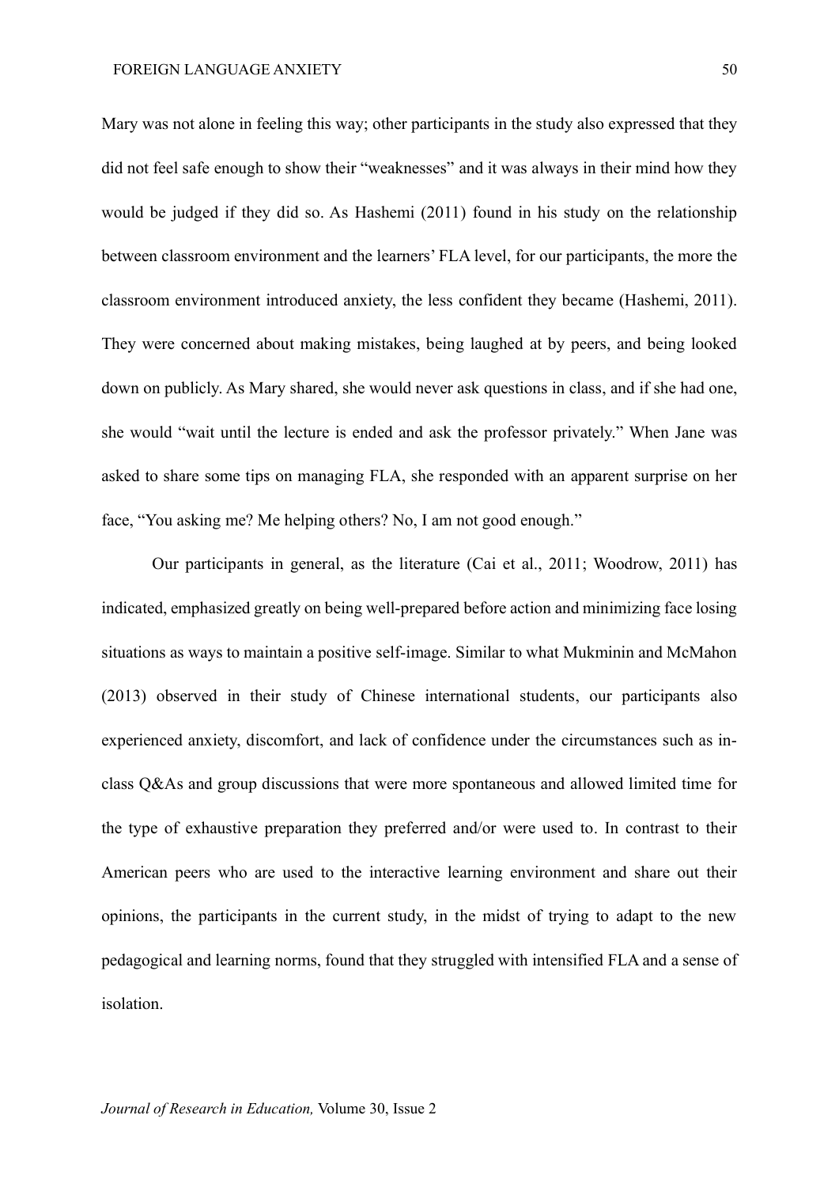Mary was not alone in feeling this way; other participants in the study also expressed that they did not feel safe enough to show their "weaknesses" and it was always in their mind how they would be judged if they did so. As Hashemi (2011) found in his study on the relationship between classroom environment and the learners' FLA level, for our participants, the more the classroom environment introduced anxiety, the less confident they became (Hashemi, 2011). They were concerned about making mistakes, being laughed at by peers, and being looked down on publicly. As Mary shared, she would never ask questions in class, and if she had one, she would "wait until the lecture is ended and ask the professor privately." When Jane was asked to share some tips on managing FLA, she responded with an apparent surprise on her face, "You asking me? Me helping others? No, I am not good enough."

Our participants in general, as the literature (Cai et al., 2011; Woodrow, 2011) has indicated, emphasized greatly on being well-prepared before action and minimizing face losing situations as ways to maintain a positive self-image. Similar to what Mukminin and McMahon (2013) observed in their study of Chinese international students, our participants also experienced anxiety, discomfort, and lack of confidence under the circumstances such as in-class Q&As and group discussions that were more spontaneous and allowed limited time for the type of exhaustive preparation they preferred and/or were used to. In contrast to their American peers who are used to the interactive learning environment and share out their opinions, the participants in the current study, in the midst of trying to adapt to the new pedagogical and learning norms, found that they struggled with intensified FLA and a sense of isolation.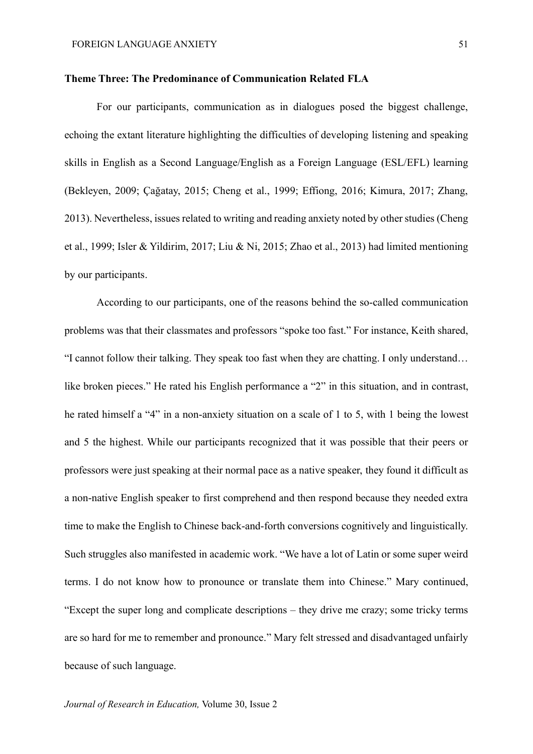**Theme Three: The Predominance of Communication Related FLA**

For our participants, communication as in dialogues posed the biggest challenge, echoing the extant literature highlighting the difficulties of developing listening and speaking skills in English as a Second Language/English as a Foreign Language (ESL/EFL) learning (Bekleyen, 2009; Çağatay, 2015; Cheng et al., 1999; Effiong, 2016; Kimura, 2017; Zhang, 2013). Nevertheless, issues related to writing and reading anxiety noted by other studies (Cheng et al., 1999; Isler & Yildirim, 2017; Liu & Ni, 2015; Zhao et al., 2013) had limited mentioning by our participants.

According to our participants, one of the reasons behind the so-called communication problems was that their classmates and professors "spoke too fast." For instance, Keith shared, "I cannot follow their talking. They speak too fast when they are chatting. I only understand… like broken pieces." He rated his English performance a "2" in this situation, and in contrast, he rated himself a "4" in a non-anxiety situation on a scale of 1 to 5, with 1 being the lowest and 5 the highest. While our participants recognized that it was possible that their peers or professors were just speaking at their normal pace as a native speaker, they found it difficult as a non-native English speaker to first comprehend and then respond because they needed extra time to make the English to Chinese back-and-forth conversions cognitively and linguistically. Such struggles also manifested in academic work. "We have a lot of Latin or some super weird terms. I do not know how to pronounce or translate them into Chinese." Mary continued, "Except the super long and complicate descriptions – they drive me crazy; some tricky terms are so hard for me to remember and pronounce." Mary felt stressed and disadvantaged unfairly because of such language.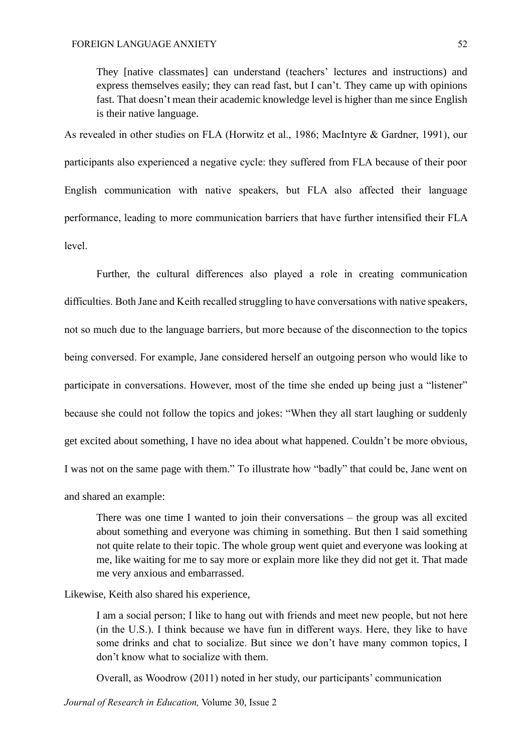> They [native classmates] can understand (teachers' lectures and instructions) and express themselves easily; they can read fast, but I can't. They came up with opinions fast. That doesn't mean their academic knowledge level is higher than me since English is their native language.

As revealed in other studies on FLA (Horwitz et al., 1986; MacIntyre & Gardner, 1991), our participants also experienced a negative cycle: they suffered from FLA because of their poor English communication with native speakers, but FLA also affected their language performance, leading to more communication barriers that have further intensified their FLA level.

Further, the cultural differences also played a role in creating communication difficulties. Both Jane and Keith recalled struggling to have conversations with native speakers, not so much due to the language barriers, but more because of the disconnection to the topics being conversed. For example, Jane considered herself an outgoing person who would like to participate in conversations. However, most of the time she ended up being just a "listener" because she could not follow the topics and jokes: "When they all start laughing or suddenly get excited about something, I have no idea about what happened. Couldn't be more obvious, I was not on the same page with them." To illustrate how "badly" that could be, Jane went on and shared an example:

> There was one time I wanted to join their conversations – the group was all excited about something and everyone was chiming in something. But then I said something not quite relate to their topic. The whole group went quiet and everyone was looking at me, like waiting for me to say more or explain more like they did not get it. That made me very anxious and embarrassed.

Likewise, Keith also shared his experience,

> I am a social person; I like to hang out with friends and meet new people, but not here (in the U.S.). I think because we have fun in different ways. Here, they like to have some drinks and chat to socialize. But since we don't have many common topics, I don't know what to socialize with them.

Overall, as Woodrow (2011) noted in her study, our participants' communication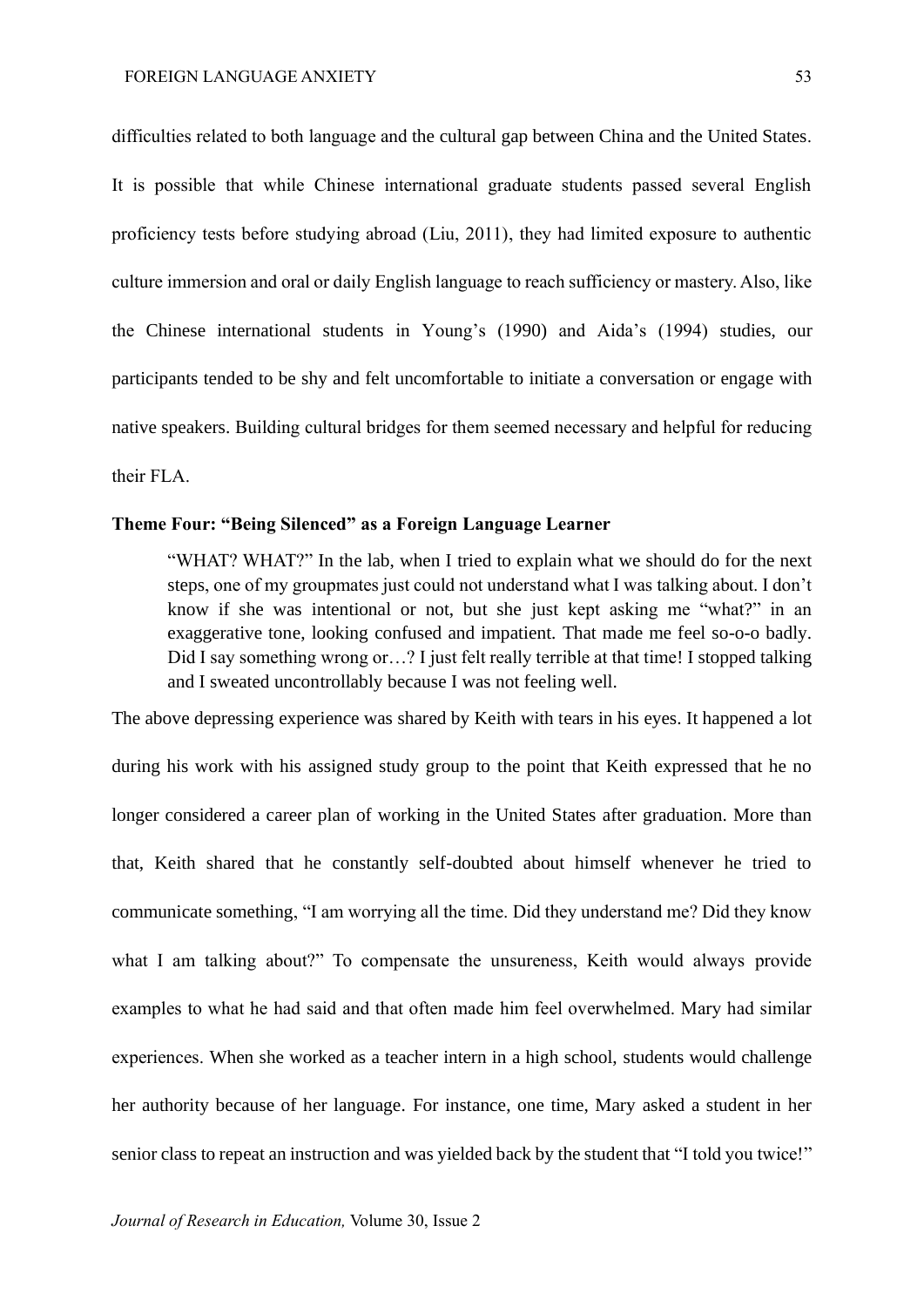difficulties related to both language and the cultural gap between China and the United States. It is possible that while Chinese international graduate students passed several English proficiency tests before studying abroad (Liu, 2011), they had limited exposure to authentic culture immersion and oral or daily English language to reach sufficiency or mastery. Also, like the Chinese international students in Young's (1990) and Aida's (1994) studies, our participants tended to be shy and felt uncomfortable to initiate a conversation or engage with native speakers. Building cultural bridges for them seemed necessary and helpful for reducing their FLA.

### Theme Four: "Being Silenced" as a Foreign Language Learner

> "WHAT? WHAT?" In the lab, when I tried to explain what we should do for the next steps, one of my groupmates just could not understand what I was talking about. I don't know if she was intentional or not, but she just kept asking me "what?" in an exaggerative tone, looking confused and impatient. That made me feel so-o-o badly. Did I say something wrong or…? I just felt really terrible at that time! I stopped talking and I sweated uncontrollably because I was not feeling well.

The above depressing experience was shared by Keith with tears in his eyes. It happened a lot during his work with his assigned study group to the point that Keith expressed that he no longer considered a career plan of working in the United States after graduation. More than that, Keith shared that he constantly self-doubted about himself whenever he tried to communicate something, "I am worrying all the time. Did they understand me? Did they know what I am talking about?" To compensate the unsureness, Keith would always provide examples to what he had said and that often made him feel overwhelmed. Mary had similar experiences. When she worked as a teacher intern in a high school, students would challenge her authority because of her language. For instance, one time, Mary asked a student in her senior class to repeat an instruction and was yielded back by the student that "I told you twice!"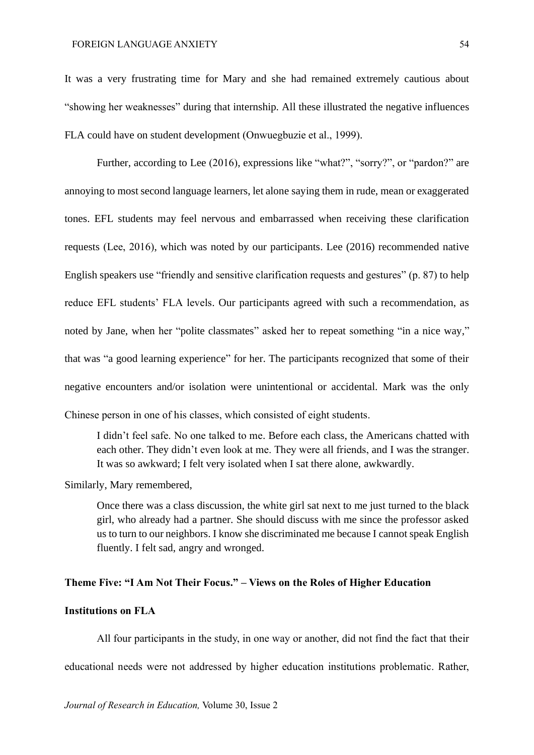It was a very frustrating time for Mary and she had remained extremely cautious about "showing her weaknesses" during that internship. All these illustrated the negative influences FLA could have on student development (Onwuegbuzie et al., 1999).

Further, according to Lee (2016), expressions like "what?", "sorry?", or "pardon?" are annoying to most second language learners, let alone saying them in rude, mean or exaggerated tones. EFL students may feel nervous and embarrassed when receiving these clarification requests (Lee, 2016), which was noted by our participants. Lee (2016) recommended native English speakers use "friendly and sensitive clarification requests and gestures" (p. 87) to help reduce EFL students' FLA levels. Our participants agreed with such a recommendation, as noted by Jane, when her "polite classmates" asked her to repeat something "in a nice way," that was "a good learning experience" for her. The participants recognized that some of their negative encounters and/or isolation were unintentional or accidental. Mark was the only Chinese person in one of his classes, which consisted of eight students.

> I didn't feel safe. No one talked to me. Before each class, the Americans chatted with each other. They didn't even look at me. They were all friends, and I was the stranger. It was so awkward; I felt very isolated when I sat there alone, awkwardly.

Similarly, Mary remembered,

> Once there was a class discussion, the white girl sat next to me just turned to the black girl, who already had a partner. She should discuss with me since the professor asked us to turn to our neighbors. I know she discriminated me because I cannot speak English fluently. I felt sad, angry and wronged.

**Theme Five: "I Am Not Their Focus." – Views on the Roles of Higher Education Institutions on FLA**

All four participants in the study, in one way or another, did not find the fact that their educational needs were not addressed by higher education institutions problematic. Rather,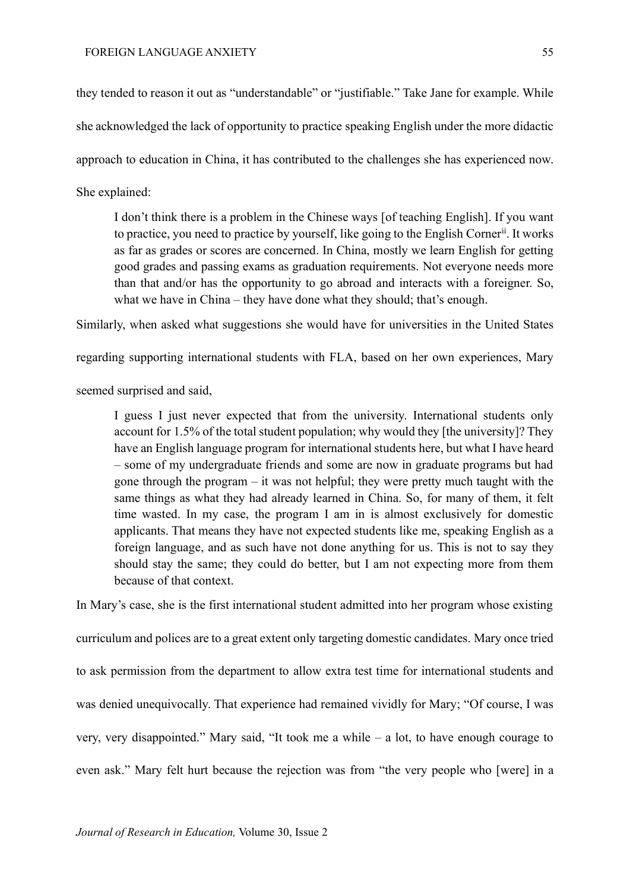they tended to reason it out as "understandable" or "justifiable." Take Jane for example. While she acknowledged the lack of opportunity to practice speaking English under the more didactic approach to education in China, it has contributed to the challenges she has experienced now. She explained:

> I don't think there is a problem in the Chinese ways [of teaching English]. If you want to practice, you need to practice by yourself, like going to the English Corner[ii]. It works as far as grades or scores are concerned. In China, mostly we learn English for getting good grades and passing exams as graduation requirements. Not everyone needs more than that and/or has the opportunity to go abroad and interacts with a foreigner. So, what we have in China – they have done what they should; that's enough.

Similarly, when asked what suggestions she would have for universities in the United States regarding supporting international students with FLA, based on her own experiences, Mary seemed surprised and said,

> I guess I just never expected that from the university. International students only account for 1.5% of the total student population; why would they [the university]? They have an English language program for international students here, but what I have heard – some of my undergraduate friends and some are now in graduate programs but had gone through the program – it was not helpful; they were pretty much taught with the same things as what they had already learned in China. So, for many of them, it felt time wasted. In my case, the program I am in is almost exclusively for domestic applicants. That means they have not expected students like me, speaking English as a foreign language, and as such have not done anything for us. This is not to say they should stay the same; they could do better, but I am not expecting more from them because of that context.

In Mary's case, she is the first international student admitted into her program whose existing curriculum and polices are to a great extent only targeting domestic candidates. Mary once tried to ask permission from the department to allow extra test time for international students and was denied unequivocally. That experience had remained vividly for Mary; "Of course, I was very, very disappointed." Mary said, "It took me a while – a lot, to have enough courage to even ask." Mary felt hurt because the rejection was from "the very people who [were] in a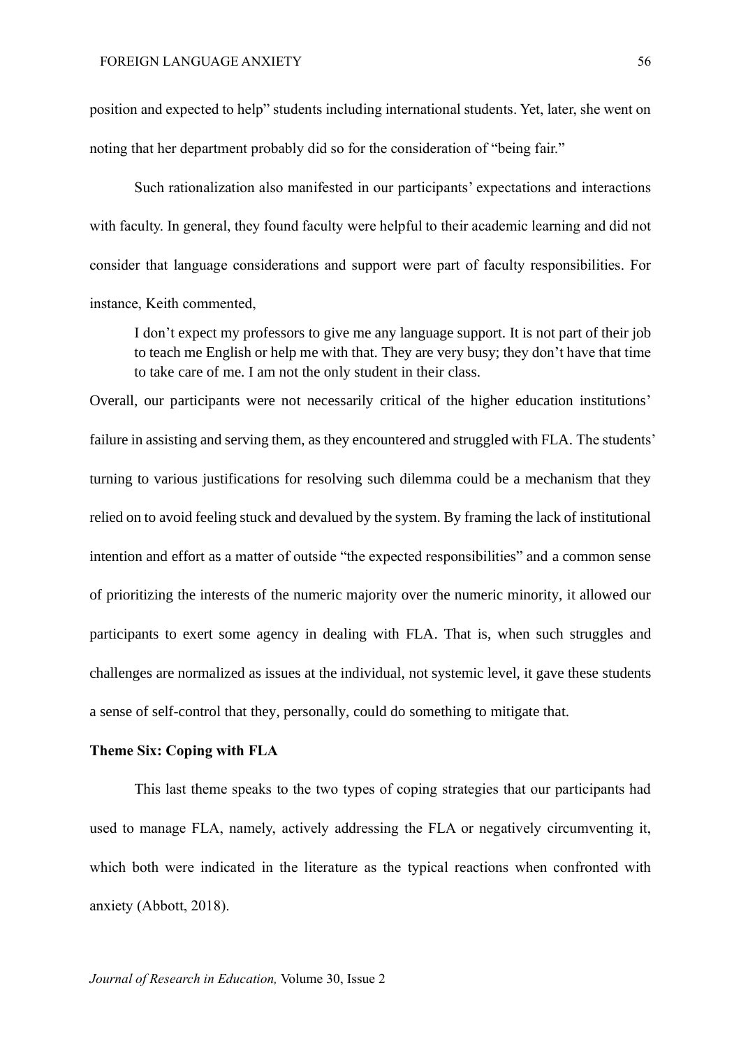position and expected to help" students including international students. Yet, later, she went on noting that her department probably did so for the consideration of "being fair."

Such rationalization also manifested in our participants' expectations and interactions with faculty. In general, they found faculty were helpful to their academic learning and did not consider that language considerations and support were part of faculty responsibilities. For instance, Keith commented,

> I don't expect my professors to give me any language support. It is not part of their job to teach me English or help me with that. They are very busy; they don't have that time to take care of me. I am not the only student in their class.

Overall, our participants were not necessarily critical of the higher education institutions' failure in assisting and serving them, as they encountered and struggled with FLA. The students' turning to various justifications for resolving such dilemma could be a mechanism that they relied on to avoid feeling stuck and devalued by the system. By framing the lack of institutional intention and effort as a matter of outside "the expected responsibilities" and a common sense of prioritizing the interests of the numeric majority over the numeric minority, it allowed our participants to exert some agency in dealing with FLA. That is, when such struggles and challenges are normalized as issues at the individual, not systemic level, it gave these students a sense of self-control that they, personally, could do something to mitigate that.

### Theme Six: Coping with FLA

This last theme speaks to the two types of coping strategies that our participants had used to manage FLA, namely, actively addressing the FLA or negatively circumventing it, which both were indicated in the literature as the typical reactions when confronted with anxiety (Abbott, 2018).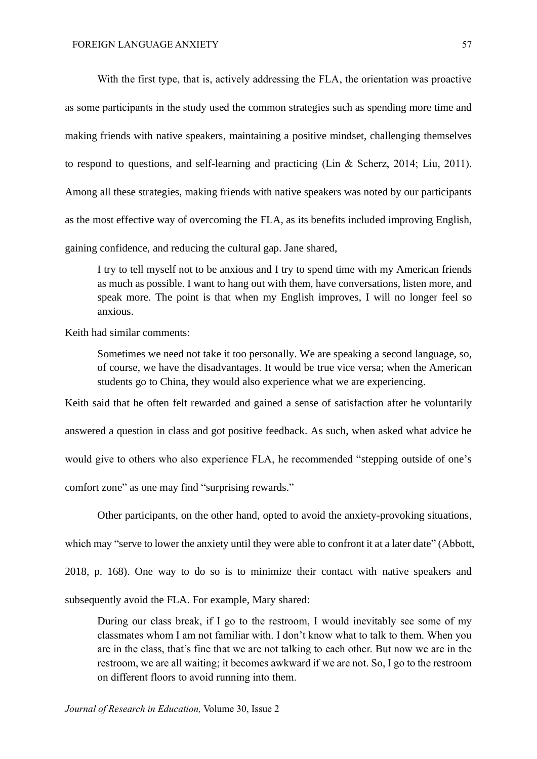With the first type, that is, actively addressing the FLA, the orientation was proactive as some participants in the study used the common strategies such as spending more time and making friends with native speakers, maintaining a positive mindset, challenging themselves to respond to questions, and self-learning and practicing (Lin & Scherz, 2014; Liu, 2011). Among all these strategies, making friends with native speakers was noted by our participants as the most effective way of overcoming the FLA, as its benefits included improving English, gaining confidence, and reducing the cultural gap. Jane shared,

> I try to tell myself not to be anxious and I try to spend time with my American friends as much as possible. I want to hang out with them, have conversations, listen more, and speak more. The point is that when my English improves, I will no longer feel so anxious.

Keith had similar comments:

> Sometimes we need not take it too personally. We are speaking a second language, so, of course, we have the disadvantages. It would be true vice versa; when the American students go to China, they would also experience what we are experiencing.

Keith said that he often felt rewarded and gained a sense of satisfaction after he voluntarily answered a question in class and got positive feedback. As such, when asked what advice he would give to others who also experience FLA, he recommended "stepping outside of one's comfort zone" as one may find "surprising rewards."

Other participants, on the other hand, opted to avoid the anxiety-provoking situations, which may "serve to lower the anxiety until they were able to confront it at a later date" (Abbott, 2018, p. 168). One way to do so is to minimize their contact with native speakers and subsequently avoid the FLA. For example, Mary shared:

> During our class break, if I go to the restroom, I would inevitably see some of my classmates whom I am not familiar with. I don't know what to talk to them. When you are in the class, that's fine that we are not talking to each other. But now we are in the restroom, we are all waiting; it becomes awkward if we are not. So, I go to the restroom on different floors to avoid running into them.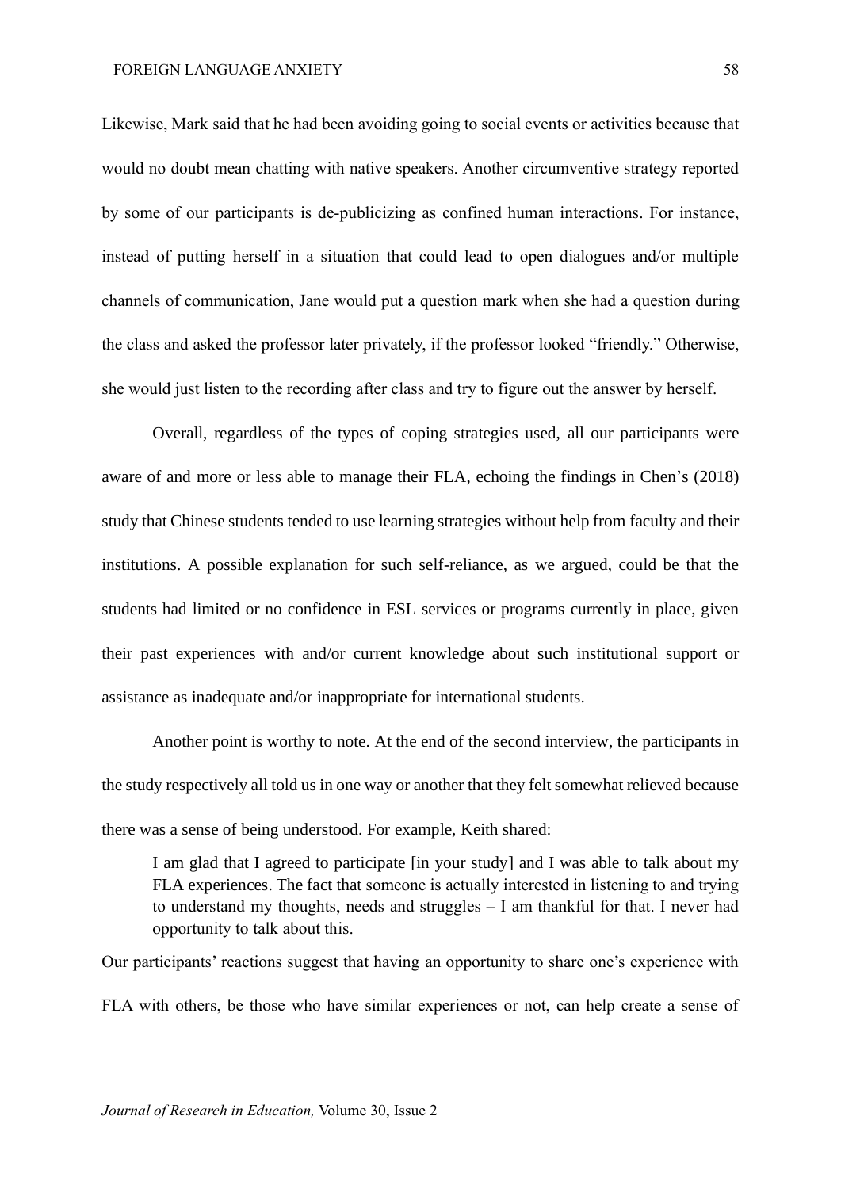Likewise, Mark said that he had been avoiding going to social events or activities because that would no doubt mean chatting with native speakers. Another circumventive strategy reported by some of our participants is de-publicizing as confined human interactions. For instance, instead of putting herself in a situation that could lead to open dialogues and/or multiple channels of communication, Jane would put a question mark when she had a question during the class and asked the professor later privately, if the professor looked "friendly." Otherwise, she would just listen to the recording after class and try to figure out the answer by herself.

Overall, regardless of the types of coping strategies used, all our participants were aware of and more or less able to manage their FLA, echoing the findings in Chen's (2018) study that Chinese students tended to use learning strategies without help from faculty and their institutions. A possible explanation for such self-reliance, as we argued, could be that the students had limited or no confidence in ESL services or programs currently in place, given their past experiences with and/or current knowledge about such institutional support or assistance as inadequate and/or inappropriate for international students.

Another point is worthy to note. At the end of the second interview, the participants in the study respectively all told us in one way or another that they felt somewhat relieved because there was a sense of being understood. For example, Keith shared:

> I am glad that I agreed to participate [in your study] and I was able to talk about my FLA experiences. The fact that someone is actually interested in listening to and trying to understand my thoughts, needs and struggles – I am thankful for that. I never had opportunity to talk about this.

Our participants' reactions suggest that having an opportunity to share one's experience with FLA with others, be those who have similar experiences or not, can help create a sense of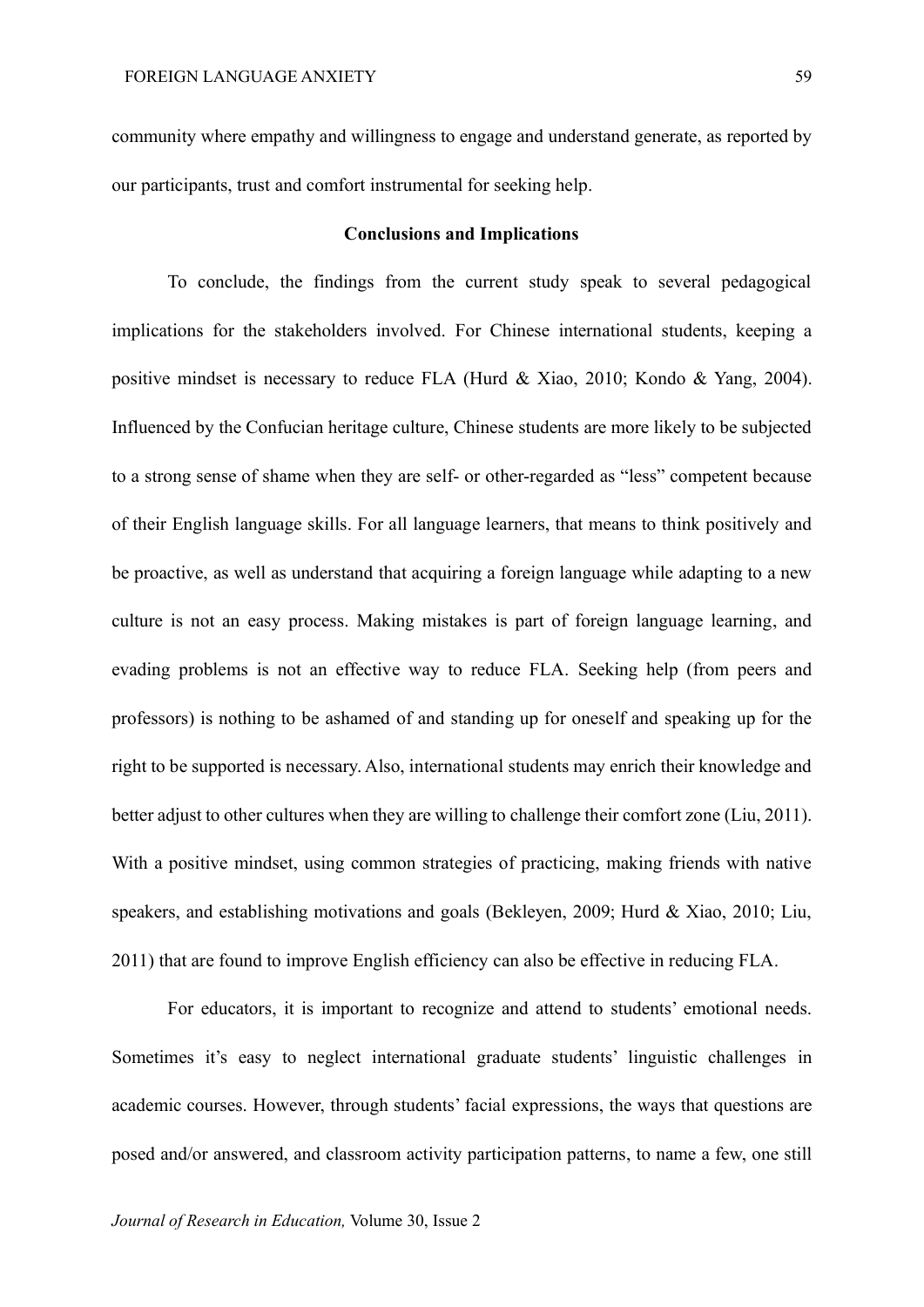community where empathy and willingness to engage and understand generate, as reported by our participants, trust and comfort instrumental for seeking help.

## Conclusions and Implications

To conclude, the findings from the current study speak to several pedagogical implications for the stakeholders involved. For Chinese international students, keeping a positive mindset is necessary to reduce FLA (Hurd & Xiao, 2010; Kondo & Yang, 2004). Influenced by the Confucian heritage culture, Chinese students are more likely to be subjected to a strong sense of shame when they are self- or other-regarded as "less" competent because of their English language skills. For all language learners, that means to think positively and be proactive, as well as understand that acquiring a foreign language while adapting to a new culture is not an easy process. Making mistakes is part of foreign language learning, and evading problems is not an effective way to reduce FLA. Seeking help (from peers and professors) is nothing to be ashamed of and standing up for oneself and speaking up for the right to be supported is necessary. Also, international students may enrich their knowledge and better adjust to other cultures when they are willing to challenge their comfort zone (Liu, 2011). With a positive mindset, using common strategies of practicing, making friends with native speakers, and establishing motivations and goals (Bekleyen, 2009; Hurd & Xiao, 2010; Liu, 2011) that are found to improve English efficiency can also be effective in reducing FLA.

For educators, it is important to recognize and attend to students' emotional needs. Sometimes it's easy to neglect international graduate students' linguistic challenges in academic courses. However, through students' facial expressions, the ways that questions are posed and/or answered, and classroom activity participation patterns, to name a few, one still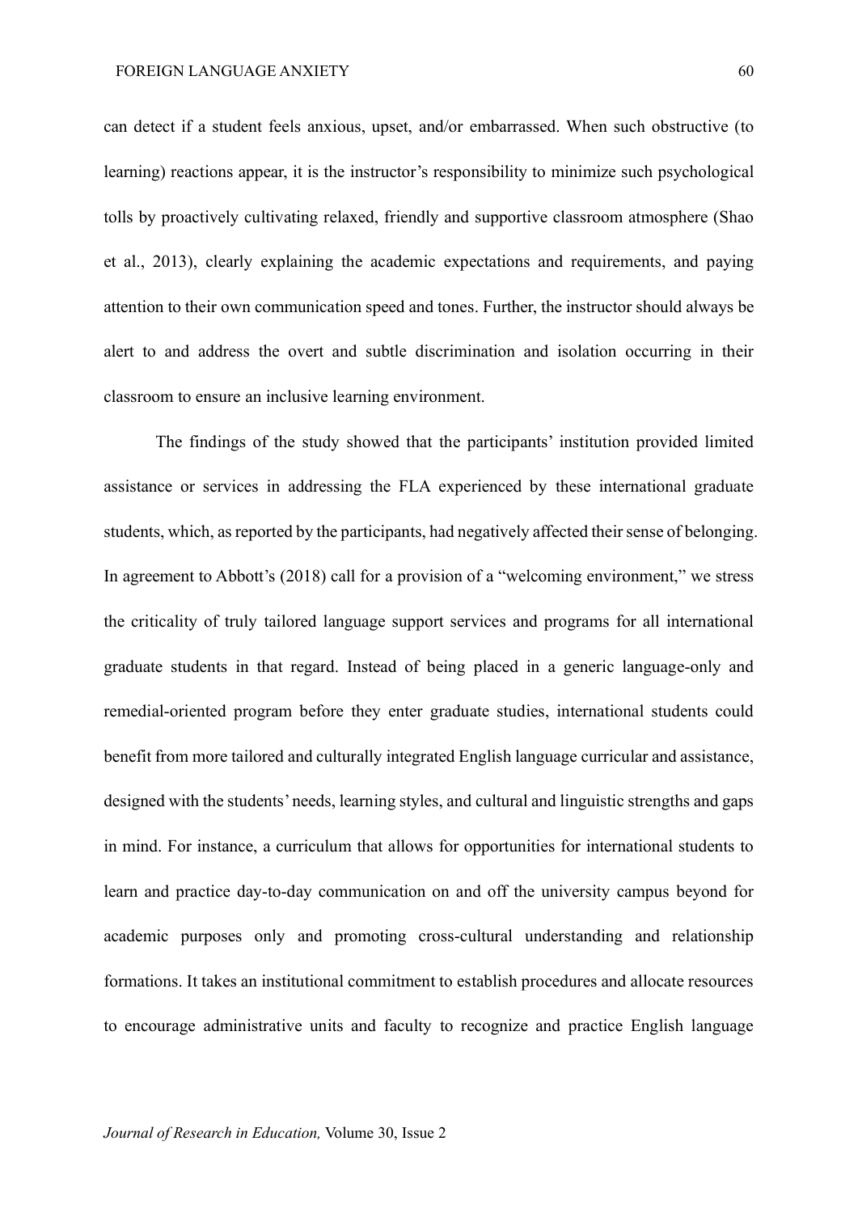can detect if a student feels anxious, upset, and/or embarrassed. When such obstructive (to learning) reactions appear, it is the instructor's responsibility to minimize such psychological tolls by proactively cultivating relaxed, friendly and supportive classroom atmosphere (Shao et al., 2013), clearly explaining the academic expectations and requirements, and paying attention to their own communication speed and tones. Further, the instructor should always be alert to and address the overt and subtle discrimination and isolation occurring in their classroom to ensure an inclusive learning environment.

The findings of the study showed that the participants' institution provided limited assistance or services in addressing the FLA experienced by these international graduate students, which, as reported by the participants, had negatively affected their sense of belonging. In agreement to Abbott's (2018) call for a provision of a "welcoming environment," we stress the criticality of truly tailored language support services and programs for all international graduate students in that regard. Instead of being placed in a generic language-only and remedial-oriented program before they enter graduate studies, international students could benefit from more tailored and culturally integrated English language curricular and assistance, designed with the students' needs, learning styles, and cultural and linguistic strengths and gaps in mind. For instance, a curriculum that allows for opportunities for international students to learn and practice day-to-day communication on and off the university campus beyond for academic purposes only and promoting cross-cultural understanding and relationship formations. It takes an institutional commitment to establish procedures and allocate resources to encourage administrative units and faculty to recognize and practice English language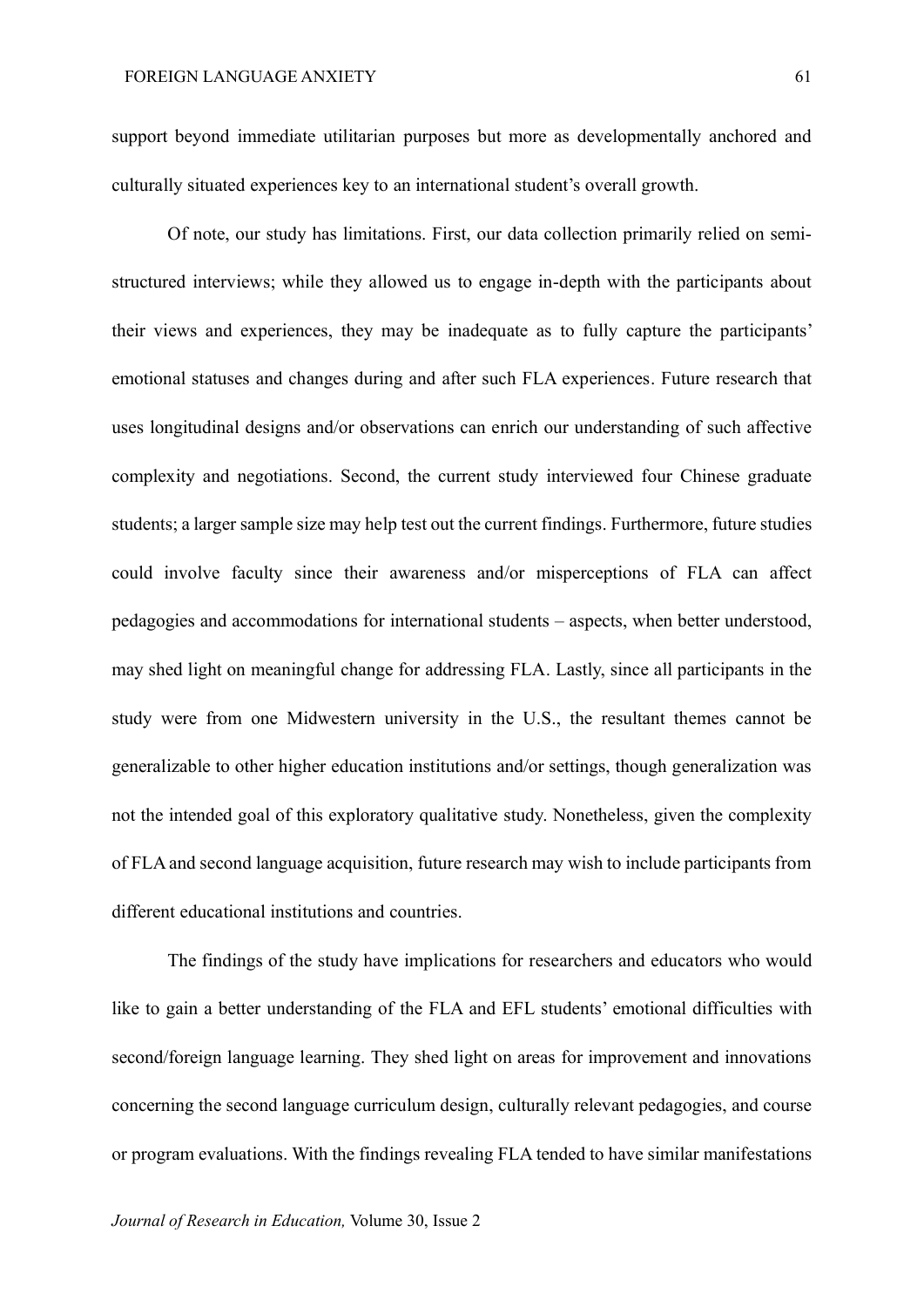support beyond immediate utilitarian purposes but more as developmentally anchored and culturally situated experiences key to an international student's overall growth.

Of note, our study has limitations. First, our data collection primarily relied on semi-structured interviews; while they allowed us to engage in-depth with the participants about their views and experiences, they may be inadequate as to fully capture the participants' emotional statuses and changes during and after such FLA experiences. Future research that uses longitudinal designs and/or observations can enrich our understanding of such affective complexity and negotiations. Second, the current study interviewed four Chinese graduate students; a larger sample size may help test out the current findings. Furthermore, future studies could involve faculty since their awareness and/or misperceptions of FLA can affect pedagogies and accommodations for international students – aspects, when better understood, may shed light on meaningful change for addressing FLA. Lastly, since all participants in the study were from one Midwestern university in the U.S., the resultant themes cannot be generalizable to other higher education institutions and/or settings, though generalization was not the intended goal of this exploratory qualitative study. Nonetheless, given the complexity of FLA and second language acquisition, future research may wish to include participants from different educational institutions and countries.

The findings of the study have implications for researchers and educators who would like to gain a better understanding of the FLA and EFL students' emotional difficulties with second/foreign language learning. They shed light on areas for improvement and innovations concerning the second language curriculum design, culturally relevant pedagogies, and course or program evaluations. With the findings revealing FLA tended to have similar manifestations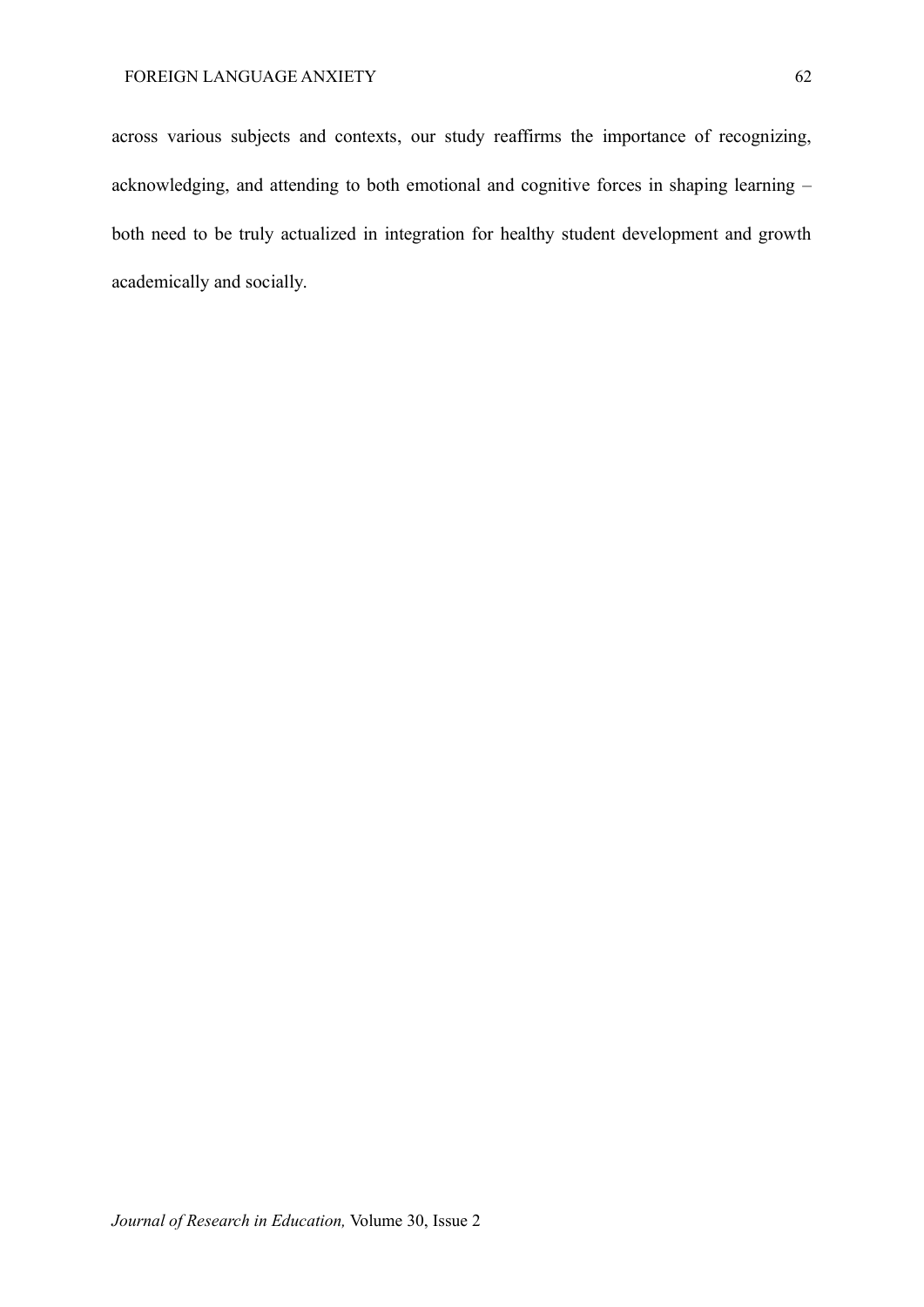across various subjects and contexts, our study reaffirms the importance of recognizing, acknowledging, and attending to both emotional and cognitive forces in shaping learning – both need to be truly actualized in integration for healthy student development and growth academically and socially.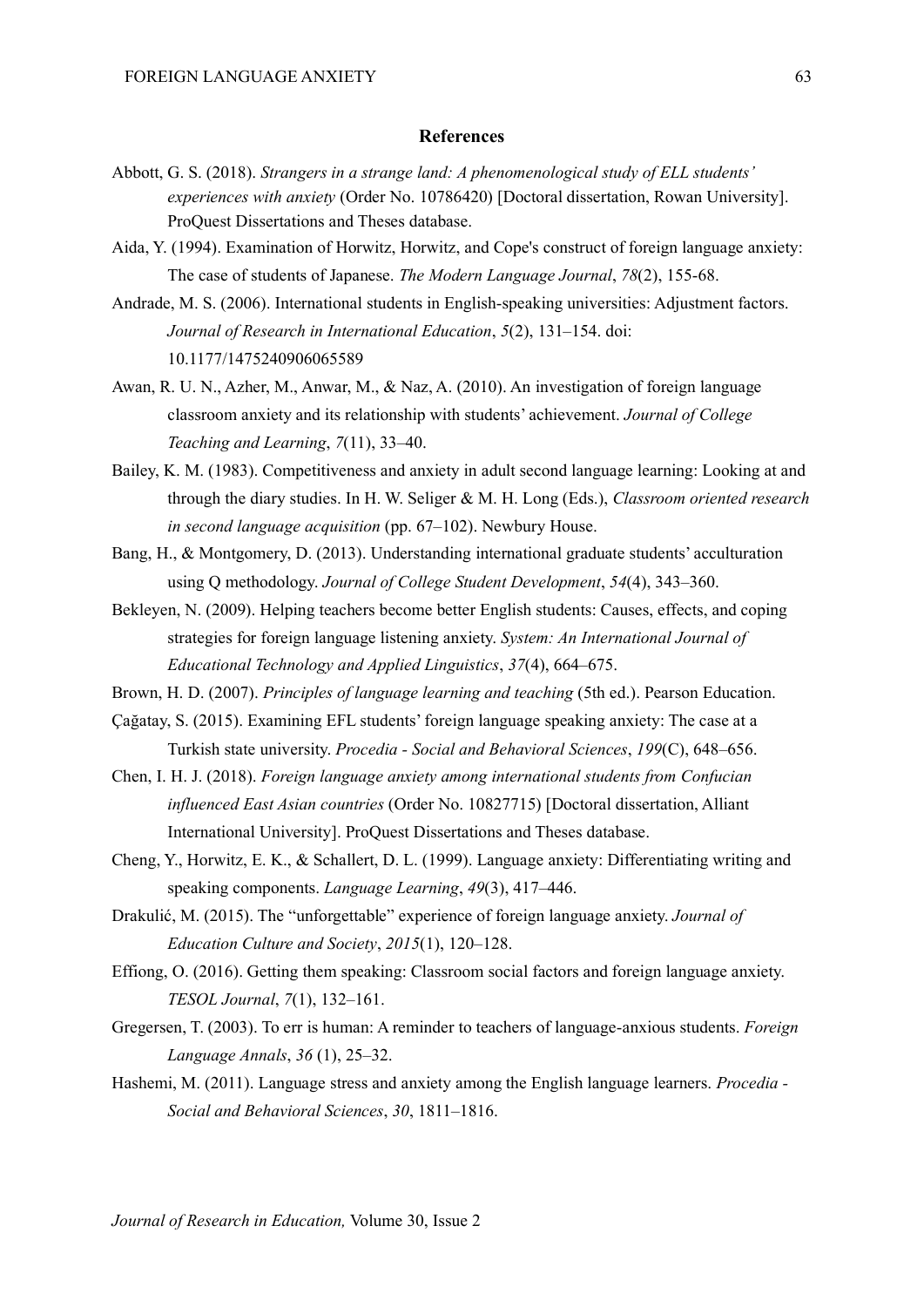## References

Abbott, G. S. (2018). *Strangers in a strange land: A phenomenological study of ELL students' experiences with anxiety* (Order No. 10786420) [Doctoral dissertation, Rowan University]. ProQuest Dissertations and Theses database.

Aida, Y. (1994). Examination of Horwitz, Horwitz, and Cope's construct of foreign language anxiety: The case of students of Japanese. *The Modern Language Journal*, *78*(2), 155-68.

Andrade, M. S. (2006). International students in English-speaking universities: Adjustment factors. *Journal of Research in International Education*, *5*(2), 131–154. doi: 10.1177/1475240906065589

Awan, R. U. N., Azher, M., Anwar, M., & Naz, A. (2010). An investigation of foreign language classroom anxiety and its relationship with students' achievement. *Journal of College Teaching and Learning*, *7*(11), 33–40.

Bailey, K. M. (1983). Competitiveness and anxiety in adult second language learning: Looking at and through the diary studies. In H. W. Seliger & M. H. Long (Eds.), *Classroom oriented research in second language acquisition* (pp. 67–102). Newbury House.

Bang, H., & Montgomery, D. (2013). Understanding international graduate students' acculturation using Q methodology. *Journal of College Student Development*, *54*(4), 343–360.

Bekleyen, N. (2009). Helping teachers become better English students: Causes, effects, and coping strategies for foreign language listening anxiety. *System: An International Journal of Educational Technology and Applied Linguistics*, *37*(4), 664–675.

Brown, H. D. (2007). *Principles of language learning and teaching* (5th ed.). Pearson Education.

Çağatay, S. (2015). Examining EFL students' foreign language speaking anxiety: The case at a Turkish state university. *Procedia - Social and Behavioral Sciences*, *199*(C), 648–656.

Chen, I. H. J. (2018). *Foreign language anxiety among international students from Confucian influenced East Asian countries* (Order No. 10827715) [Doctoral dissertation, Alliant International University]. ProQuest Dissertations and Theses database.

Cheng, Y., Horwitz, E. K., & Schallert, D. L. (1999). Language anxiety: Differentiating writing and speaking components. *Language Learning*, *49*(3), 417–446.

Drakulić, M. (2015). The "unforgettable" experience of foreign language anxiety. *Journal of Education Culture and Society*, *2015*(1), 120–128.

Effiong, O. (2016). Getting them speaking: Classroom social factors and foreign language anxiety. *TESOL Journal*, *7*(1), 132–161.

Gregersen, T. (2003). To err is human: A reminder to teachers of language-anxious students. *Foreign Language Annals*, *36* (1), 25–32.

Hashemi, M. (2011). Language stress and anxiety among the English language learners. *Procedia - Social and Behavioral Sciences*, *30*, 1811–1816.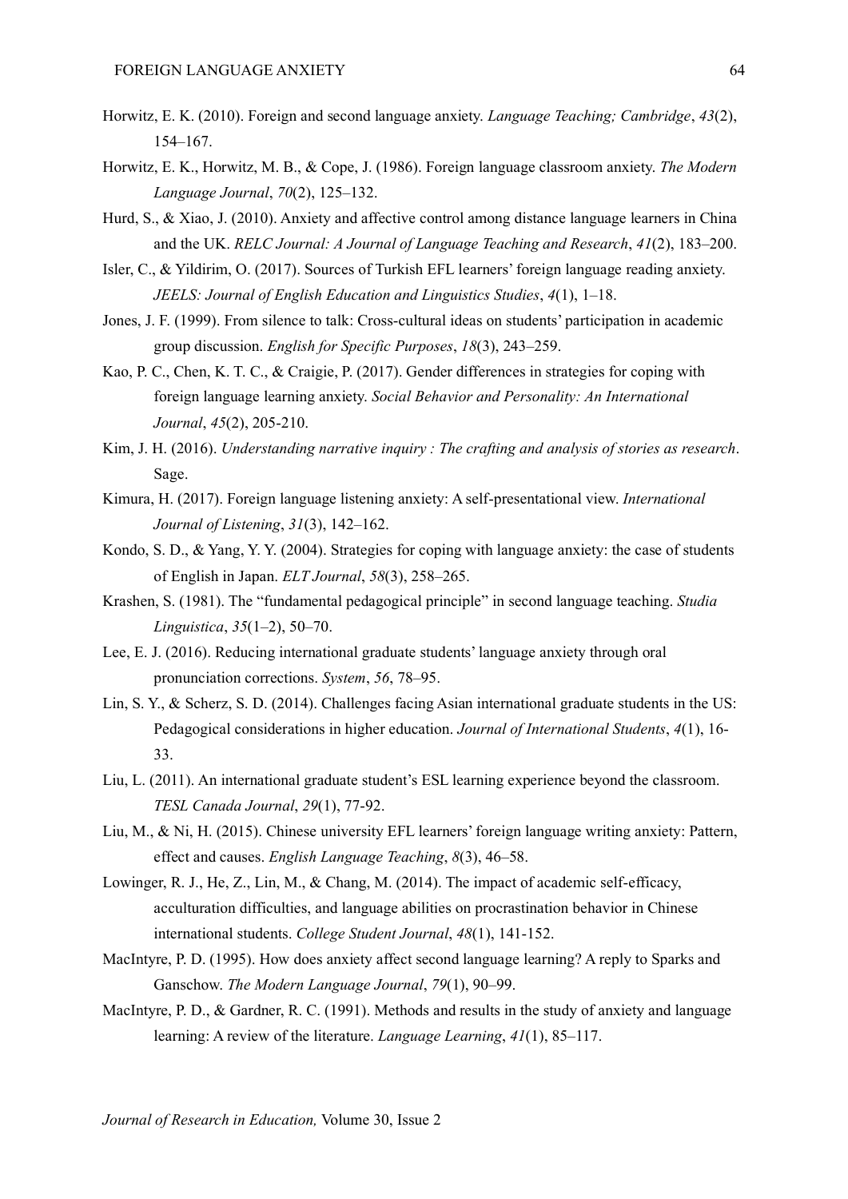Horwitz, E. K. (2010). Foreign and second language anxiety. *Language Teaching; Cambridge*, *43*(2), 154–167.

Horwitz, E. K., Horwitz, M. B., & Cope, J. (1986). Foreign language classroom anxiety. *The Modern Language Journal*, *70*(2), 125–132.

Hurd, S., & Xiao, J. (2010). Anxiety and affective control among distance language learners in China and the UK. *RELC Journal: A Journal of Language Teaching and Research*, *41*(2), 183–200.

Isler, C., & Yildirim, O. (2017). Sources of Turkish EFL learners' foreign language reading anxiety. *JEELS: Journal of English Education and Linguistics Studies*, *4*(1), 1–18.

Jones, J. F. (1999). From silence to talk: Cross-cultural ideas on students' participation in academic group discussion. *English for Specific Purposes*, *18*(3), 243–259.

Kao, P. C., Chen, K. T. C., & Craigie, P. (2017). Gender differences in strategies for coping with foreign language learning anxiety. *Social Behavior and Personality: An International Journal*, *45*(2), 205-210.

Kim, J. H. (2016). *Understanding narrative inquiry : The crafting and analysis of stories as research*. Sage.

Kimura, H. (2017). Foreign language listening anxiety: A self-presentational view. *International Journal of Listening*, *31*(3), 142–162.

Kondo, S. D., & Yang, Y. Y. (2004). Strategies for coping with language anxiety: the case of students of English in Japan. *ELT Journal*, *58*(3), 258–265.

Krashen, S. (1981). The "fundamental pedagogical principle" in second language teaching. *Studia Linguistica*, *35*(1–2), 50–70.

Lee, E. J. (2016). Reducing international graduate students' language anxiety through oral pronunciation corrections. *System*, *56*, 78–95.

Lin, S. Y., & Scherz, S. D. (2014). Challenges facing Asian international graduate students in the US: Pedagogical considerations in higher education. *Journal of International Students*, *4*(1), 16-33.

Liu, L. (2011). An international graduate student's ESL learning experience beyond the classroom. *TESL Canada Journal*, *29*(1), 77-92.

Liu, M., & Ni, H. (2015). Chinese university EFL learners' foreign language writing anxiety: Pattern, effect and causes. *English Language Teaching*, *8*(3), 46–58.

Lowinger, R. J., He, Z., Lin, M., & Chang, M. (2014). The impact of academic self-efficacy, acculturation difficulties, and language abilities on procrastination behavior in Chinese international students. *College Student Journal*, *48*(1), 141-152.

MacIntyre, P. D. (1995). How does anxiety affect second language learning? A reply to Sparks and Ganschow. *The Modern Language Journal*, *79*(1), 90–99.

MacIntyre, P. D., & Gardner, R. C. (1991). Methods and results in the study of anxiety and language learning: A review of the literature. *Language Learning*, *41*(1), 85–117.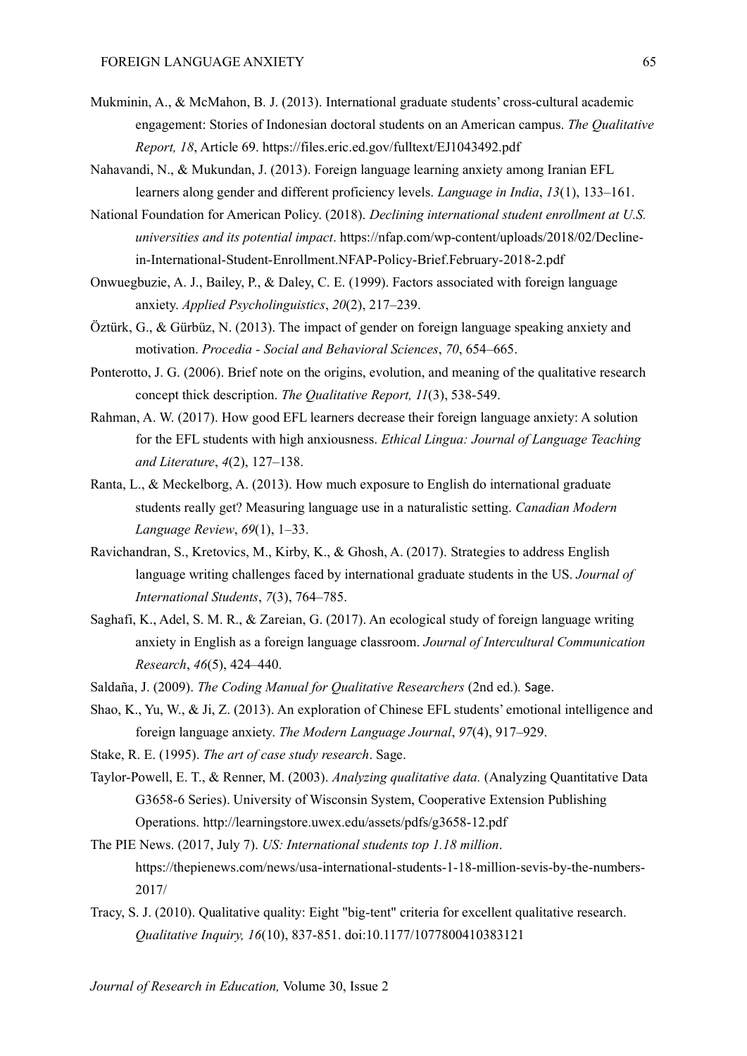Mukminin, A., & McMahon, B. J. (2013). International graduate students' cross-cultural academic engagement: Stories of Indonesian doctoral students on an American campus. *The Qualitative Report, 18*, Article 69. https://files.eric.ed.gov/fulltext/EJ1043492.pdf

Nahavandi, N., & Mukundan, J. (2013). Foreign language learning anxiety among Iranian EFL learners along gender and different proficiency levels. *Language in India*, *13*(1), 133–161.

National Foundation for American Policy. (2018). *Declining international student enrollment at U.S. universities and its potential impact*. https://nfap.com/wp-content/uploads/2018/02/Decline-in-International-Student-Enrollment.NFAP-Policy-Brief.February-2018-2.pdf

Onwuegbuzie, A. J., Bailey, P., & Daley, C. E. (1999). Factors associated with foreign language anxiety. *Applied Psycholinguistics*, *20*(2), 217–239.

Öztürk, G., & Gürbüz, N. (2013). The impact of gender on foreign language speaking anxiety and motivation. *Procedia - Social and Behavioral Sciences*, *70*, 654–665.

Ponterotto, J. G. (2006). Brief note on the origins, evolution, and meaning of the qualitative research concept thick description. *The Qualitative Report, 11*(3), 538-549.

Rahman, A. W. (2017). How good EFL learners decrease their foreign language anxiety: A solution for the EFL students with high anxiousness. *Ethical Lingua: Journal of Language Teaching and Literature*, *4*(2), 127–138.

Ranta, L., & Meckelborg, A. (2013). How much exposure to English do international graduate students really get? Measuring language use in a naturalistic setting. *Canadian Modern Language Review*, *69*(1), 1–33.

Ravichandran, S., Kretovics, M., Kirby, K., & Ghosh, A. (2017). Strategies to address English language writing challenges faced by international graduate students in the US. *Journal of International Students*, *7*(3), 764–785.

Saghafi, K., Adel, S. M. R., & Zareian, G. (2017). An ecological study of foreign language writing anxiety in English as a foreign language classroom. *Journal of Intercultural Communication Research*, *46*(5), 424–440.

Saldaña, J. (2009). *The Coding Manual for Qualitative Researchers* (2nd ed.). Sage.

Shao, K., Yu, W., & Ji, Z. (2013). An exploration of Chinese EFL students' emotional intelligence and foreign language anxiety. *The Modern Language Journal*, *97*(4), 917–929.

Stake, R. E. (1995). *The art of case study research*. Sage.

Taylor-Powell, E. T., & Renner, M. (2003). *Analyzing qualitative data.* (Analyzing Quantitative Data G3658-6 Series). University of Wisconsin System, Cooperative Extension Publishing Operations. http://learningstore.uwex.edu/assets/pdfs/g3658-12.pdf

The PIE News. (2017, July 7). *US: International students top 1.18 million*. https://thepienews.com/news/usa-international-students-1-18-million-sevis-by-the-numbers-2017/

Tracy, S. J. (2010). Qualitative quality: Eight "big-tent" criteria for excellent qualitative research. *Qualitative Inquiry, 16*(10), 837-851. doi:10.1177/1077800410383121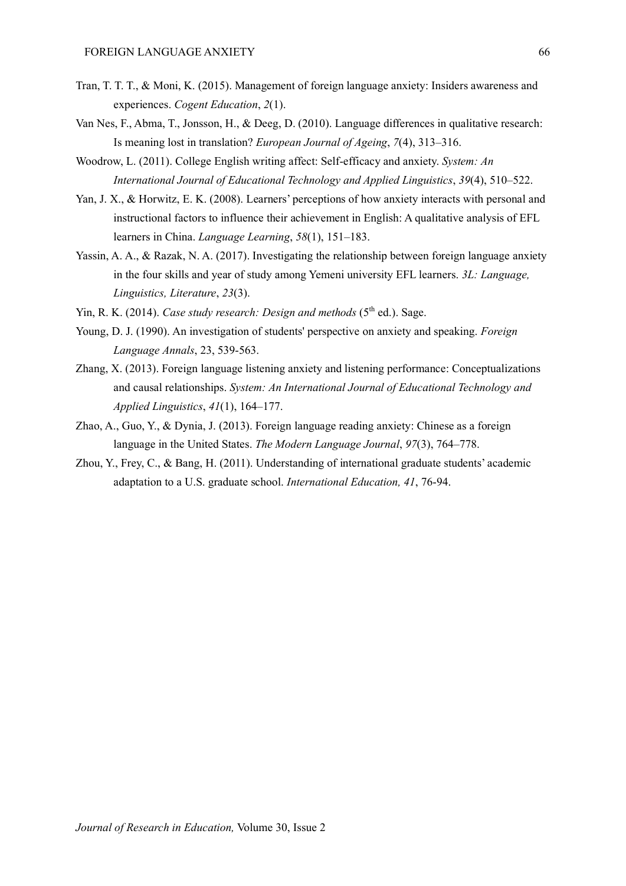Tran, T. T. T., & Moni, K. (2015). Management of foreign language anxiety: Insiders awareness and experiences. *Cogent Education*, *2*(1).

Van Nes, F., Abma, T., Jonsson, H., & Deeg, D. (2010). Language differences in qualitative research: Is meaning lost in translation? *European Journal of Ageing*, *7*(4), 313–316.

Woodrow, L. (2011). College English writing affect: Self-efficacy and anxiety. *System: An International Journal of Educational Technology and Applied Linguistics*, *39*(4), 510–522.

Yan, J. X., & Horwitz, E. K. (2008). Learners' perceptions of how anxiety interacts with personal and instructional factors to influence their achievement in English: A qualitative analysis of EFL learners in China. *Language Learning*, *58*(1), 151–183.

Yassin, A. A., & Razak, N. A. (2017). Investigating the relationship between foreign language anxiety in the four skills and year of study among Yemeni university EFL learners. *3L: Language, Linguistics, Literature*, *23*(3).

Yin, R. K. (2014). *Case study research: Design and methods* (5th ed.). Sage.

Young, D. J. (1990). An investigation of students' perspective on anxiety and speaking. *Foreign Language Annals*, 23, 539-563.

Zhang, X. (2013). Foreign language listening anxiety and listening performance: Conceptualizations and causal relationships. *System: An International Journal of Educational Technology and Applied Linguistics*, *41*(1), 164–177.

Zhao, A., Guo, Y., & Dynia, J. (2013). Foreign language reading anxiety: Chinese as a foreign language in the United States. *The Modern Language Journal*, *97*(3), 764–778.

Zhou, Y., Frey, C., & Bang, H. (2011). Understanding of international graduate students' academic adaptation to a U.S. graduate school. *International Education, 41*, 76-94.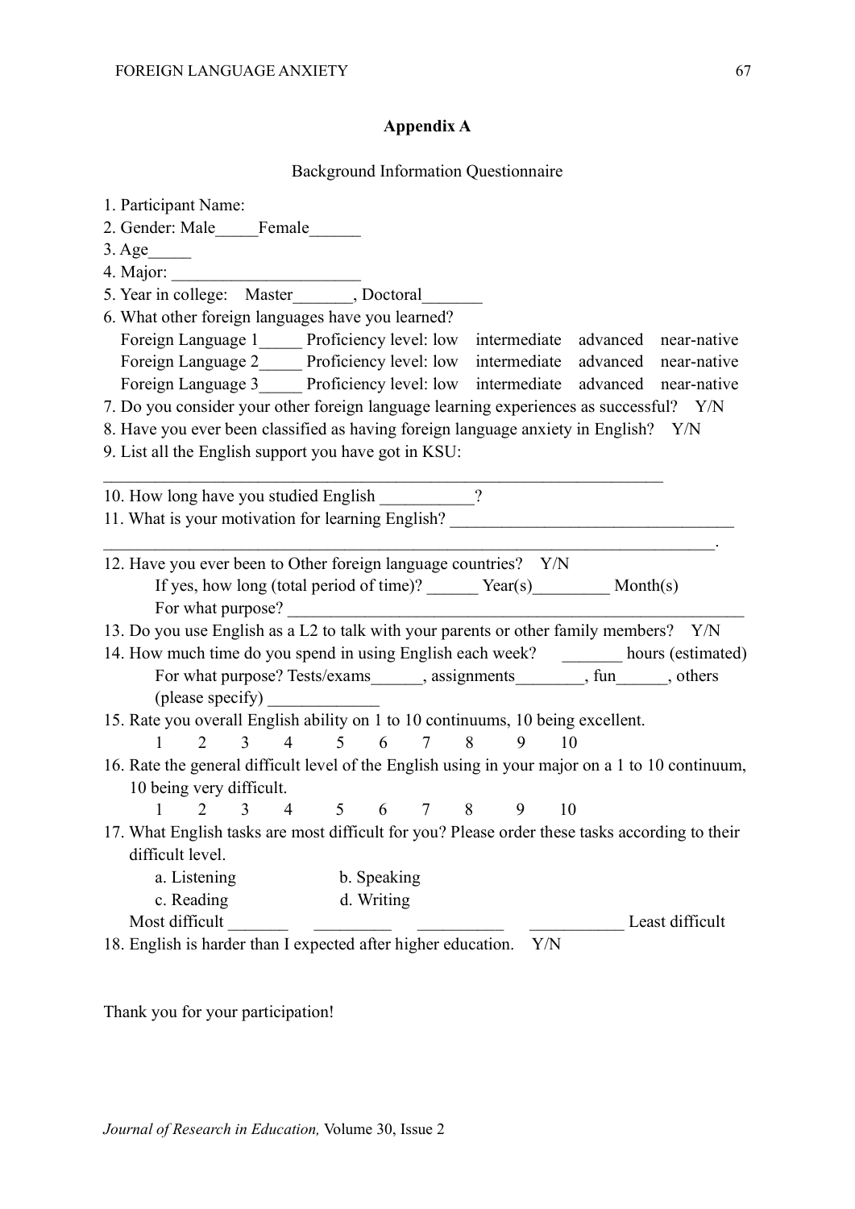## Appendix A

Background Information Questionnaire

1. Participant Name:
2. Gender: Male_____Female______
3. Age_____
4. Major: _____________________
5. Year in college: Master_______, Doctoral_______
6. What other foreign languages have you learned?
   Foreign Language 1_____ Proficiency level: low intermediate advanced near-native
   Foreign Language 2_____ Proficiency level: low intermediate advanced near-native
   Foreign Language 3_____ Proficiency level: low intermediate advanced near-native
7. Do you consider your other foreign language learning experiences as successful? Y/N
8. Have you ever been classified as having foreign language anxiety in English? Y/N
9. List all the English support you have got in KSU:
   ______________________________________________________________
10. How long have you studied English ___________?
11. What is your motivation for learning English? ________________________________
    ______________________________________________________________.
12. Have you ever been to Other foreign language countries? Y/N
    If yes, how long (total period of time)? ______ Year(s)_________ Month(s)
    For what purpose? ____________________________________________________
13. Do you use English as a L2 to talk with your parents or other family members? Y/N
14. How much time do you spend in using English each week? _______ hours (estimated)
    For what purpose? Tests/exams______, assignments________, fun______, others (please specify) _____________
15. Rate you overall English ability on 1 to 10 continuums, 10 being excellent.
    1 2 3 4 5 6 7 8 9 10
16. Rate the general difficult level of the English using in your major on a 1 to 10 continuum, 10 being very difficult.
    1 2 3 4 5 6 7 8 9 10
17. What English tasks are most difficult for you? Please order these tasks according to their difficult level.
    a. Listening b. Speaking
    c. Reading d. Writing
    Most difficult _______ _________ __________ ___________ Least difficult
18. English is harder than I expected after higher education. Y/N

Thank you for your participation!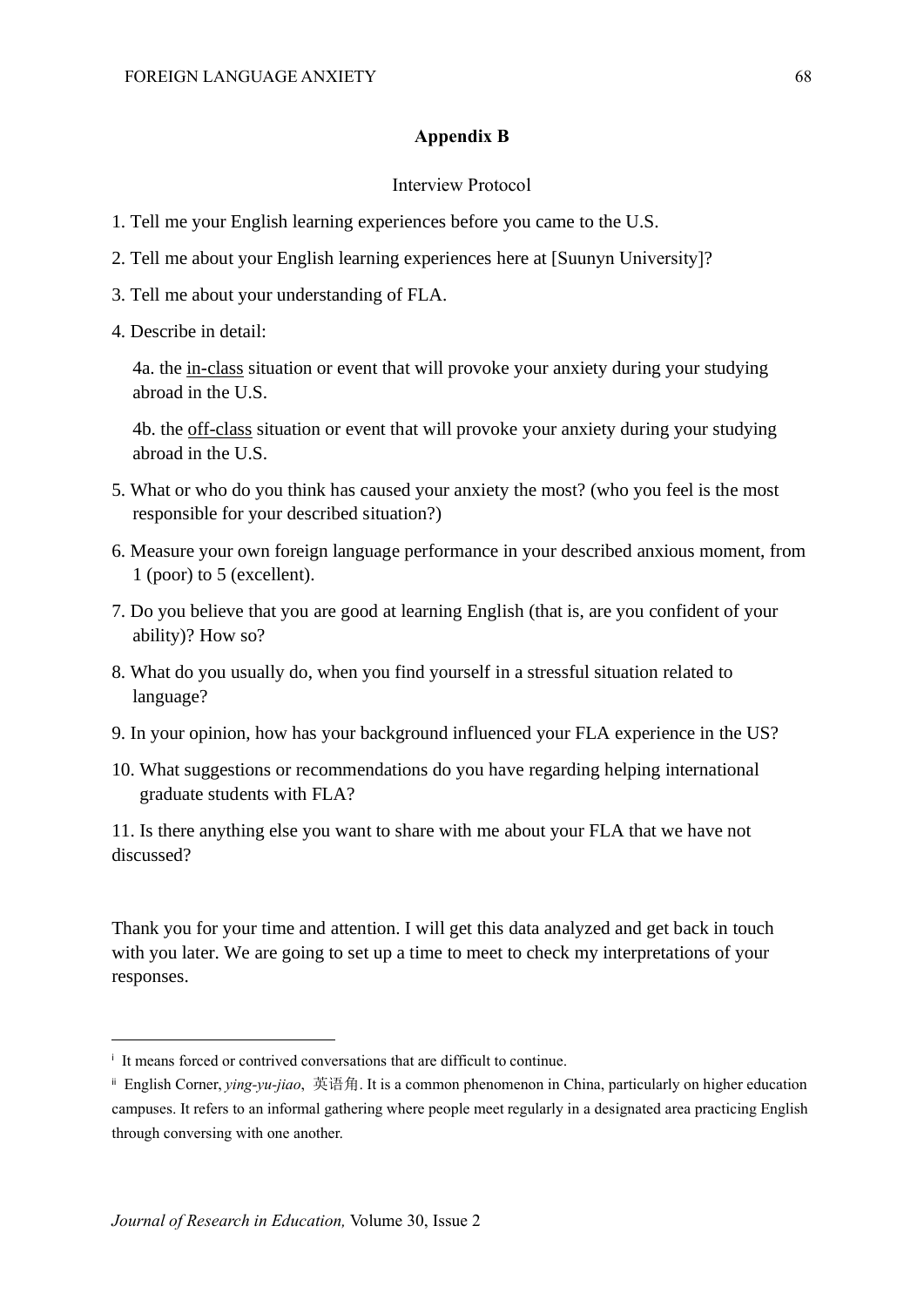## Appendix B

Interview Protocol

1. Tell me your English learning experiences before you came to the U.S.

2. Tell me about your English learning experiences here at [Suunyn University]?

3. Tell me about your understanding of FLA.

4. Describe in detail:

   4a. the <u>in-class</u> situation or event that will provoke your anxiety during your studying abroad in the U.S.

   4b. the <u>off-class</u> situation or event that will provoke your anxiety during your studying abroad in the U.S.

5. What or who do you think has caused your anxiety the most? (who you feel is the most responsible for your described situation?)

6. Measure your own foreign language performance in your described anxious moment, from 1 (poor) to 5 (excellent).

7. Do you believe that you are good at learning English (that is, are you confident of your ability)? How so?

8. What do you usually do, when you find yourself in a stressful situation related to language?

9. In your opinion, how has your background influenced your FLA experience in the US?

10. What suggestions or recommendations do you have regarding helping international graduate students with FLA?

11. Is there anything else you want to share with me about your FLA that we have not discussed?

Thank you for your time and attention. I will get this data analyzed and get back in touch with you later. We are going to set up a time to meet to check my interpretations of your responses.

---

[i] It means forced or contrived conversations that are difficult to continue.

[ii] English Corner, *ying-yu-jiao*, 英语角. It is a common phenomenon in China, particularly on higher education campuses. It refers to an informal gathering where people meet regularly in a designated area practicing English through conversing with one another.